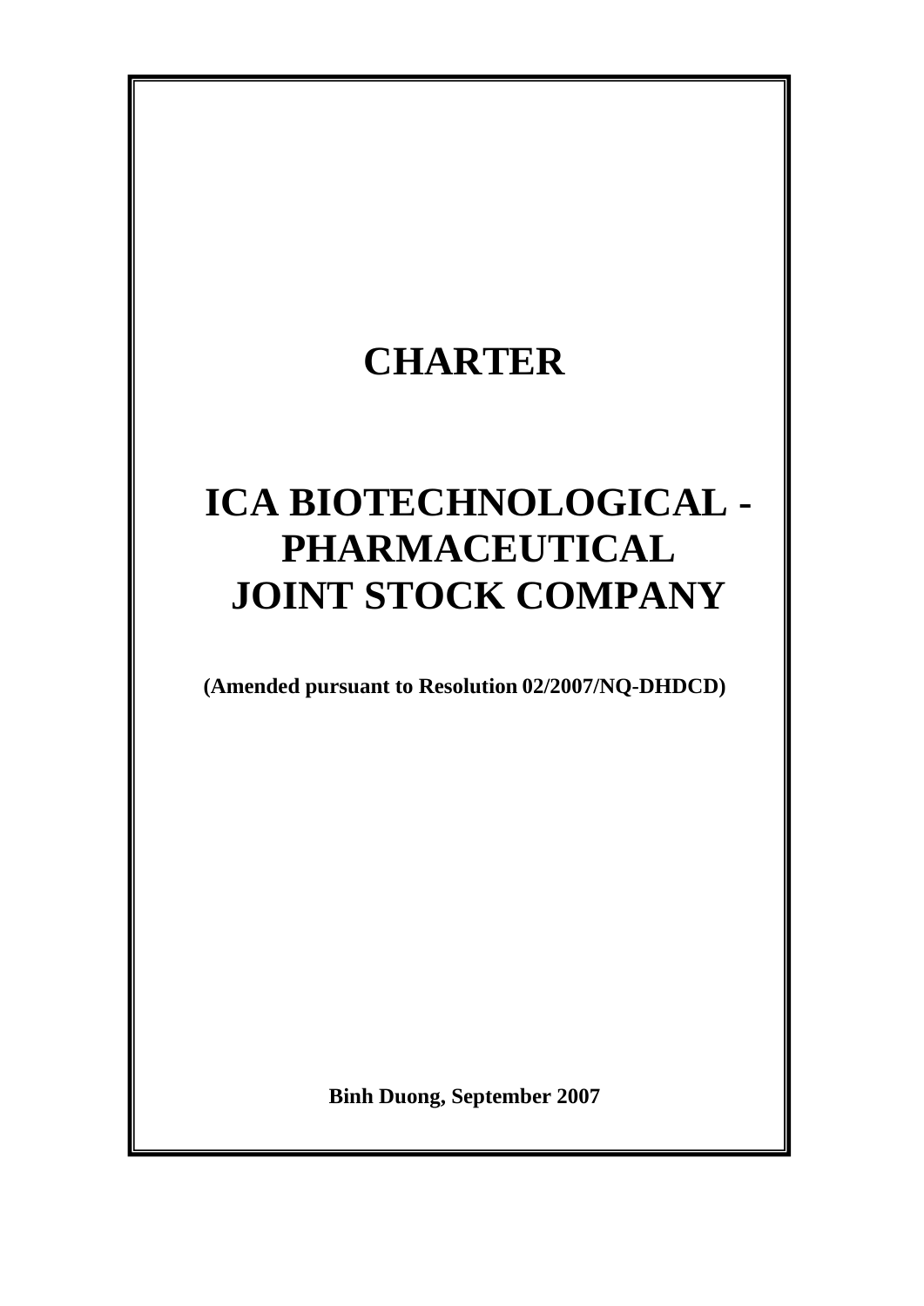# CHARTER

# ICA BIOTECHNOLOGICAL - PHARMACEUTICAL JOINT STOCK COMPANY

**(Amended pursuant to Resolution 02/2007/NQ-DHDCD)**

**Binh Duong, September 2007**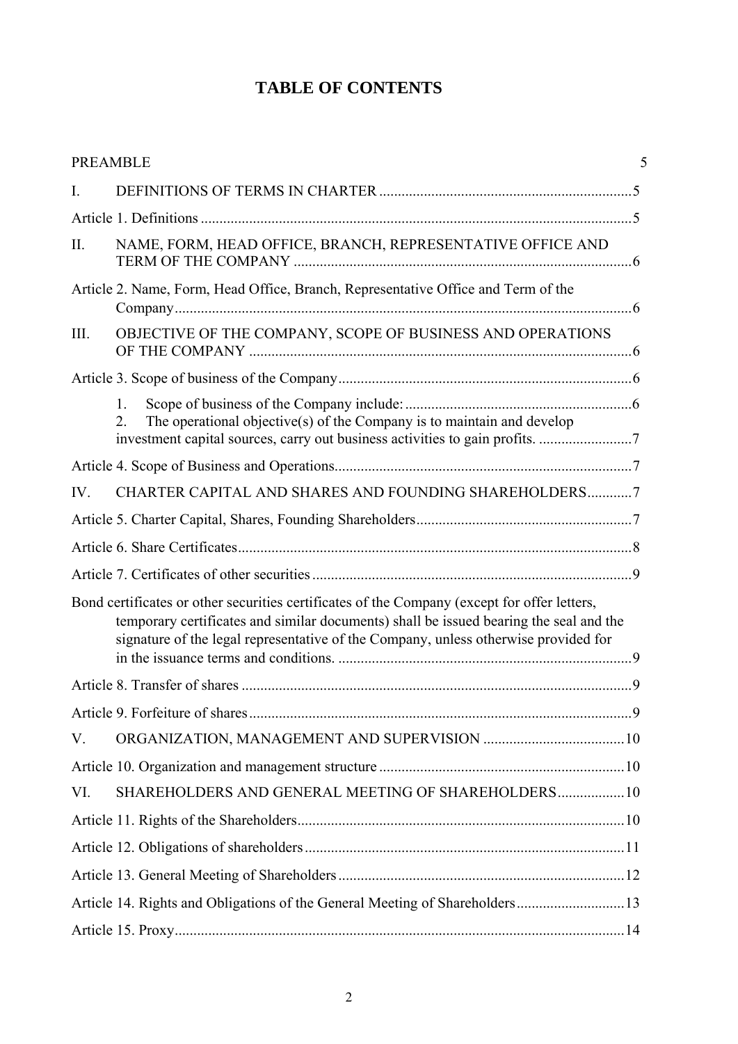# TABLE OF CONTENTS

PREAMBLE 5

I. DEFINITIONS OF TERMS IN CHARTER ........ 5

Article 1. Definitions ........ 5

II. NAME, FORM, HEAD OFFICE, BRANCH, REPRESENTATIVE OFFICE AND TERM OF THE COMPANY ........ 6

Article 2. Name, Form, Head Office, Branch, Representative Office and Term of the Company ........ 6

III. OBJECTIVE OF THE COMPANY, SCOPE OF BUSINESS AND OPERATIONS OF THE COMPANY ........ 6

Article 3. Scope of business of the Company ........ 6

1. Scope of business of the Company include: ........ 6
2. The operational objective(s) of the Company is to maintain and develop investment capital sources, carry out business activities to gain profits. ........ 7

Article 4. Scope of Business and Operations ........ 7

IV. CHARTER CAPITAL AND SHARES AND FOUNDING SHAREHOLDERS ........ 7

Article 5. Charter Capital, Shares, Founding Shareholders ........ 7

Article 6. Share Certificates ........ 8

Article 7. Certificates of other securities ........ 9

Bond certificates or other securities certificates of the Company (except for offer letters, temporary certificates and similar documents) shall be issued bearing the seal and the signature of the legal representative of the Company, unless otherwise provided for in the issuance terms and conditions. ........ 9

Article 8. Transfer of shares ........ 9

Article 9. Forfeiture of shares ........ 9

V. ORGANIZATION, MANAGEMENT AND SUPERVISION ........ 10

Article 10. Organization and management structure ........ 10

VI. SHAREHOLDERS AND GENERAL MEETING OF SHAREHOLDERS ........ 10

Article 11. Rights of the Shareholders ........ 10

Article 12. Obligations of shareholders ........ 11

Article 13. General Meeting of Shareholders ........ 12

Article 14. Rights and Obligations of the General Meeting of Shareholders ........ 13

Article 15. Proxy ........ 14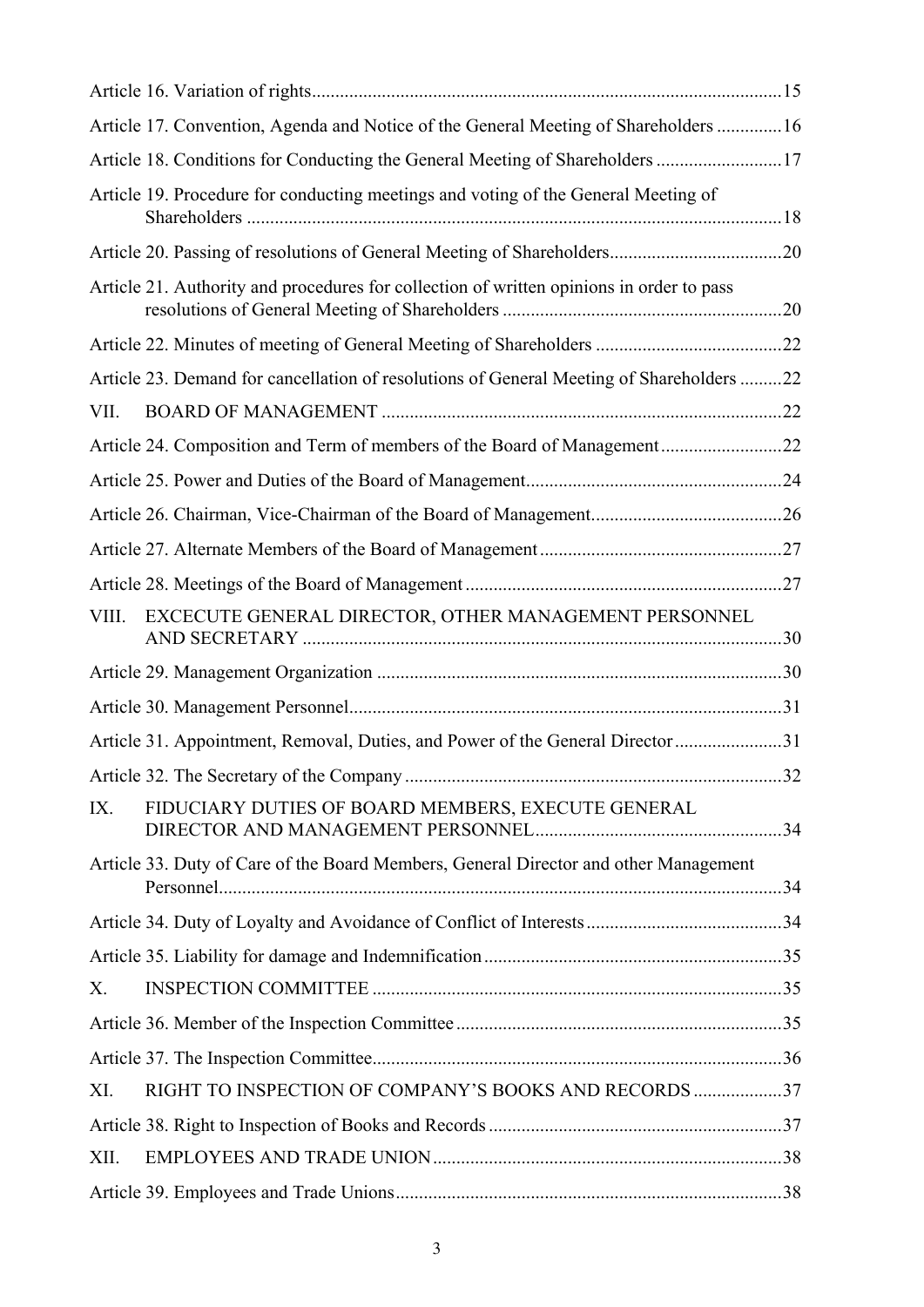Article 16. Variation of rights ..... 15

Article 17. Convention, Agenda and Notice of the General Meeting of Shareholders ..... 16

Article 18. Conditions for Conducting the General Meeting of Shareholders ..... 17

Article 19. Procedure for conducting meetings and voting of the General Meeting of Shareholders ..... 18

Article 20. Passing of resolutions of General Meeting of Shareholders ..... 20

Article 21. Authority and procedures for collection of written opinions in order to pass resolutions of General Meeting of Shareholders ..... 20

Article 22. Minutes of meeting of General Meeting of Shareholders ..... 22

Article 23. Demand for cancellation of resolutions of General Meeting of Shareholders ..... 22

VII. BOARD OF MANAGEMENT ..... 22

Article 24. Composition and Term of members of the Board of Management ..... 22

Article 25. Power and Duties of the Board of Management ..... 24

Article 26. Chairman, Vice-Chairman of the Board of Management ..... 26

Article 27. Alternate Members of the Board of Management ..... 27

Article 28. Meetings of the Board of Management ..... 27

VIII. EXCECUTE GENERAL DIRECTOR, OTHER MANAGEMENT PERSONNEL AND SECRETARY ..... 30

Article 29. Management Organization ..... 30

Article 30. Management Personnel ..... 31

Article 31. Appointment, Removal, Duties, and Power of the General Director ..... 31

Article 32. The Secretary of the Company ..... 32

IX. FIDUCIARY DUTIES OF BOARD MEMBERS, EXECUTE GENERAL DIRECTOR AND MANAGEMENT PERSONNEL ..... 34

Article 33. Duty of Care of the Board Members, General Director and other Management Personnel ..... 34

Article 34. Duty of Loyalty and Avoidance of Conflict of Interests ..... 34

Article 35. Liability for damage and Indemnification ..... 35

X. INSPECTION COMMITTEE ..... 35

Article 36. Member of the Inspection Committee ..... 35

Article 37. The Inspection Committee ..... 36

XI. RIGHT TO INSPECTION OF COMPANY'S BOOKS AND RECORDS ..... 37

Article 38. Right to Inspection of Books and Records ..... 37

XII. EMPLOYEES AND TRADE UNION ..... 38

Article 39. Employees and Trade Unions ..... 38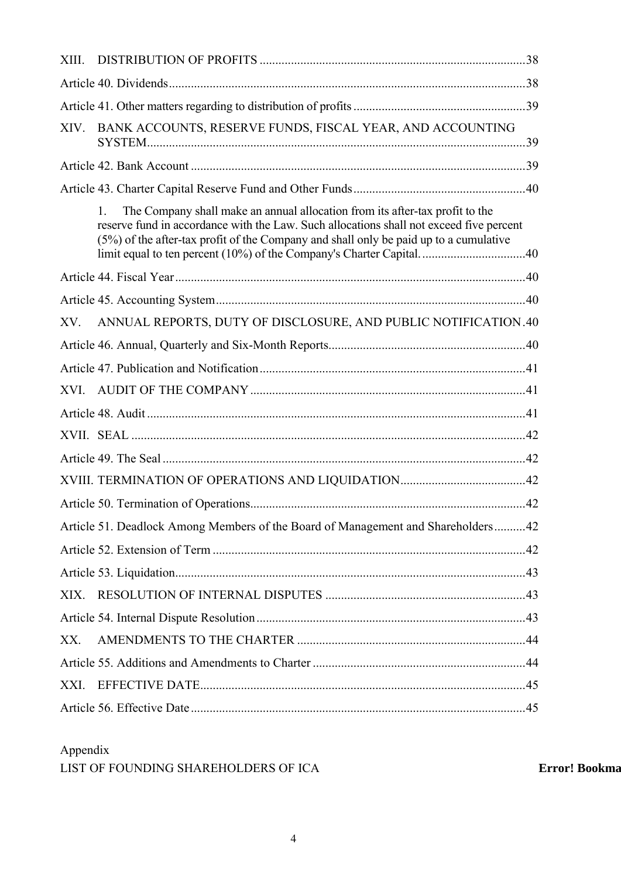XIII. DISTRIBUTION OF PROFITS ....................................................................................38

Article 40. Dividends.................................................................................................................38

Article 41. Other matters regarding to distribution of profits .......................................................39

XIV. BANK ACCOUNTS, RESERVE FUNDS, FISCAL YEAR, AND ACCOUNTING SYSTEM........................................................................................................................39

Article 42. Bank Account ..........................................................................................................39

Article 43. Charter Capital Reserve Fund and Other Funds.......................................................40

1. The Company shall make an annual allocation from its after-tax profit to the reserve fund in accordance with the Law. Such allocations shall not exceed five percent (5%) of the after-tax profit of the Company and shall only be paid up to a cumulative limit equal to ten percent (10%) of the Company's Charter Capital. ..................................40

Article 44. Fiscal Year...............................................................................................................40

Article 45. Accounting System..................................................................................................40

XV. ANNUAL REPORTS, DUTY OF DISCLOSURE, AND PUBLIC NOTIFICATION.40

Article 46. Annual, Quarterly and Six-Month Reports..............................................................40

Article 47. Publication and Notification....................................................................................41

XVI. AUDIT OF THE COMPANY .......................................................................................41

Article 48. Audit ........................................................................................................................41

XVII. SEAL ............................................................................................................................42

Article 49. The Seal ...................................................................................................................42

XVIII. TERMINATION OF OPERATIONS AND LIQUIDATION........................................42

Article 50. Termination of Operations.......................................................................................42

Article 51. Deadlock Among Members of the Board of Management and Shareholders..........42

Article 52. Extension of Term ...................................................................................................42

Article 53. Liquidation...............................................................................................................43

XIX. RESOLUTION OF INTERNAL DISPUTES ................................................................43

Article 54. Internal Dispute Resolution.....................................................................................43

XX. AMENDMENTS TO THE CHARTER .........................................................................44

Article 55. Additions and Amendments to Charter ...................................................................44

XXI. EFFECTIVE DATE.......................................................................................................45

Article 56. Effective Date..........................................................................................................45

Appendix

LIST OF FOUNDING SHAREHOLDERS OF ICA **Error! Bookma**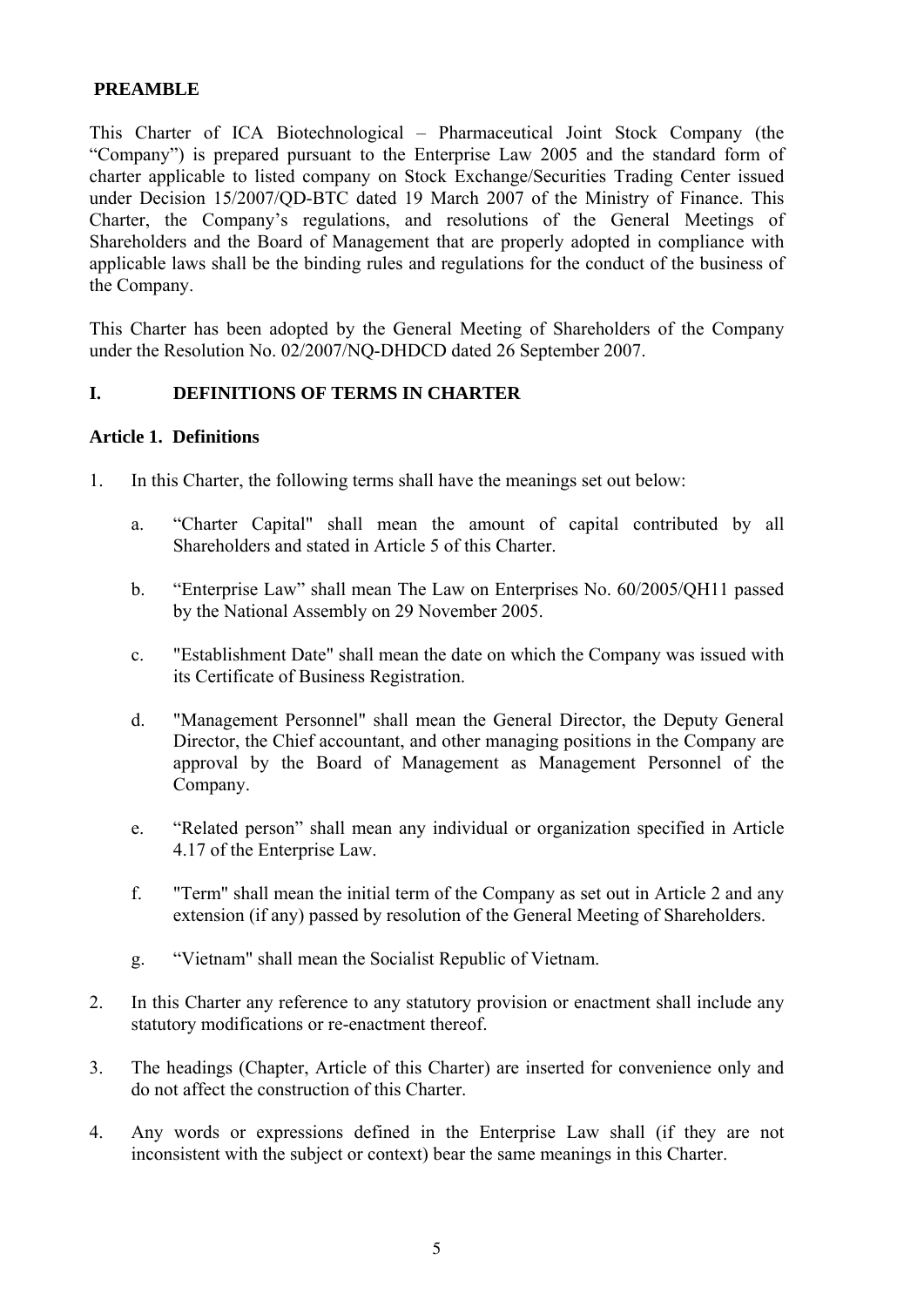**PREAMBLE**

This Charter of ICA Biotechnological – Pharmaceutical Joint Stock Company (the "Company") is prepared pursuant to the Enterprise Law 2005 and the standard form of charter applicable to listed company on Stock Exchange/Securities Trading Center issued under Decision 15/2007/QD-BTC dated 19 March 2007 of the Ministry of Finance. This Charter, the Company's regulations, and resolutions of the General Meetings of Shareholders and the Board of Management that are properly adopted in compliance with applicable laws shall be the binding rules and regulations for the conduct of the business of the Company.

This Charter has been adopted by the General Meeting of Shareholders of the Company under the Resolution No. 02/2007/NQ-DHDCD dated 26 September 2007.

## I. DEFINITIONS OF TERMS IN CHARTER

### Article 1. Definitions

1. In this Charter, the following terms shall have the meanings set out below:

   a. "Charter Capital" shall mean the amount of capital contributed by all Shareholders and stated in Article 5 of this Charter.

   b. "Enterprise Law" shall mean The Law on Enterprises No. 60/2005/QH11 passed by the National Assembly on 29 November 2005.

   c. "Establishment Date" shall mean the date on which the Company was issued with its Certificate of Business Registration.

   d. "Management Personnel" shall mean the General Director, the Deputy General Director, the Chief accountant, and other managing positions in the Company are approval by the Board of Management as Management Personnel of the Company.

   e. "Related person" shall mean any individual or organization specified in Article 4.17 of the Enterprise Law.

   f. "Term" shall mean the initial term of the Company as set out in Article 2 and any extension (if any) passed by resolution of the General Meeting of Shareholders.

   g. "Vietnam" shall mean the Socialist Republic of Vietnam.

2. In this Charter any reference to any statutory provision or enactment shall include any statutory modifications or re-enactment thereof.

3. The headings (Chapter, Article of this Charter) are inserted for convenience only and do not affect the construction of this Charter.

4. Any words or expressions defined in the Enterprise Law shall (if they are not inconsistent with the subject or context) bear the same meanings in this Charter.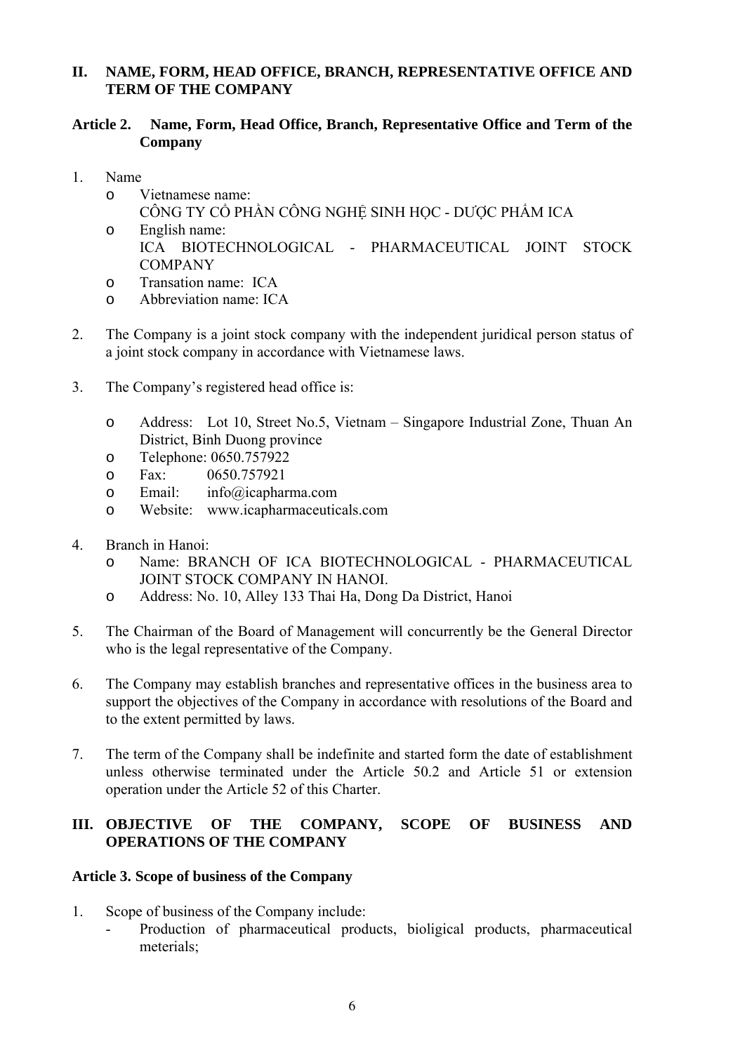## II. NAME, FORM, HEAD OFFICE, BRANCH, REPRESENTATIVE OFFICE AND TERM OF THE COMPANY

### Article 2. Name, Form, Head Office, Branch, Representative Office and Term of the Company

1. Name
   - Vietnamese name:
     CÔNG TY CỔ PHẦN CÔNG NGHỆ SINH HỌC - DƯỢC PHẨM ICA
   - English name:
     ICA BIOTECHNOLOGICAL - PHARMACEUTICAL JOINT STOCK COMPANY
   - Transation name: ICA
   - Abbreviation name: ICA

2. The Company is a joint stock company with the independent juridical person status of a joint stock company in accordance with Vietnamese laws.

3. The Company's registered head office is:

   - Address: Lot 10, Street No.5, Vietnam – Singapore Industrial Zone, Thuan An District, Binh Duong province
   - Telephone: 0650.757922
   - Fax: 0650.757921
   - Email: info@icapharma.com
   - Website: www.icapharmaceuticals.com

4. Branch in Hanoi:
   - Name: BRANCH OF ICA BIOTECHNOLOGICAL - PHARMACEUTICAL JOINT STOCK COMPANY IN HANOI.
   - Address: No. 10, Alley 133 Thai Ha, Dong Da District, Hanoi

5. The Chairman of the Board of Management will concurrently be the General Director who is the legal representative of the Company.

6. The Company may establish branches and representative offices in the business area to support the objectives of the Company in accordance with resolutions of the Board and to the extent permitted by laws.

7. The term of the Company shall be indefinite and started form the date of establishment unless otherwise terminated under the Article 50.2 and Article 51 or extension operation under the Article 52 of this Charter.

## III. OBJECTIVE OF THE COMPANY, SCOPE OF BUSINESS AND OPERATIONS OF THE COMPANY

### Article 3. Scope of business of the Company

1. Scope of business of the Company include:
   - Production of pharmaceutical products, bioligical products, pharmaceutical meterials;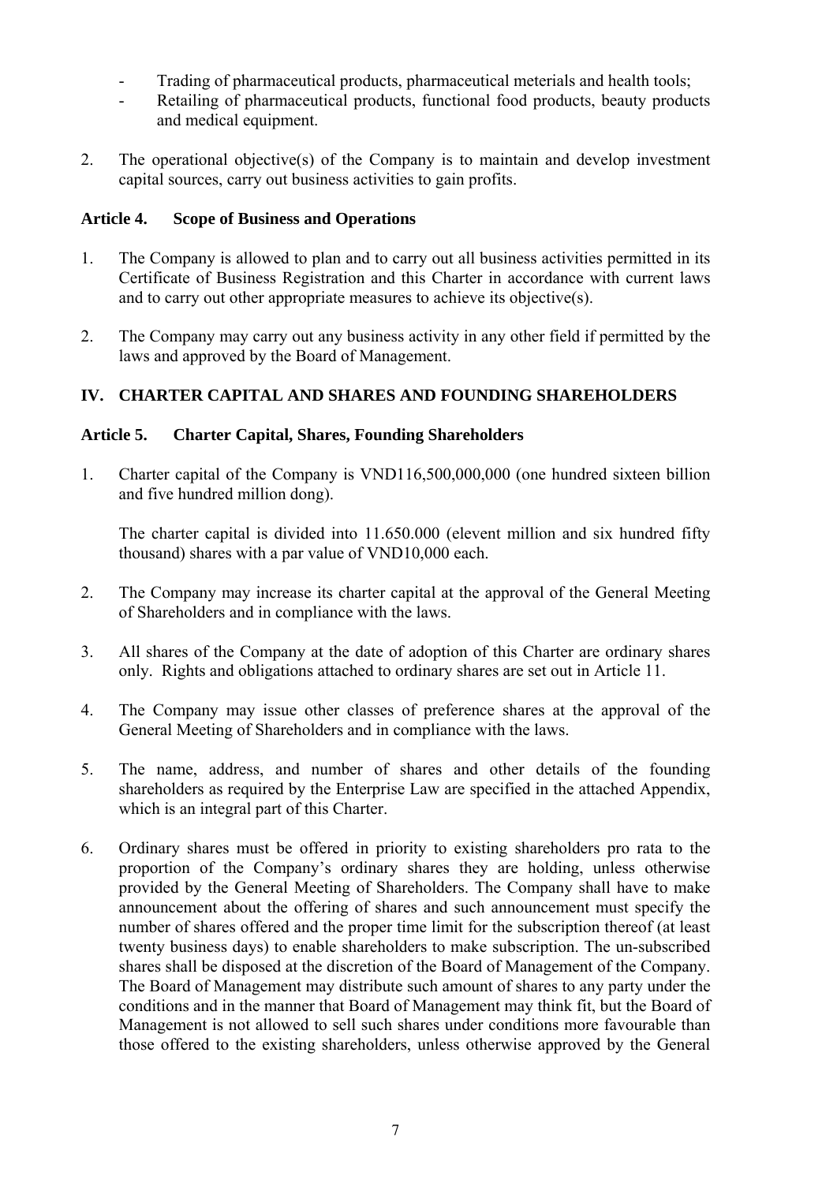- Trading of pharmaceutical products, pharmaceutical meterials and health tools;
- Retailing of pharmaceutical products, functional food products, beauty products and medical equipment.

2. The operational objective(s) of the Company is to maintain and develop investment capital sources, carry out business activities to gain profits.

### Article 4. Scope of Business and Operations

1. The Company is allowed to plan and to carry out all business activities permitted in its Certificate of Business Registration and this Charter in accordance with current laws and to carry out other appropriate measures to achieve its objective(s).

2. The Company may carry out any business activity in any other field if permitted by the laws and approved by the Board of Management.

## IV. CHARTER CAPITAL AND SHARES AND FOUNDING SHAREHOLDERS

### Article 5. Charter Capital, Shares, Founding Shareholders

1. Charter capital of the Company is VND116,500,000,000 (one hundred sixteen billion and five hundred million dong).

   The charter capital is divided into 11.650.000 (elevent million and six hundred fifty thousand) shares with a par value of VND10,000 each.

2. The Company may increase its charter capital at the approval of the General Meeting of Shareholders and in compliance with the laws.

3. All shares of the Company at the date of adoption of this Charter are ordinary shares only. Rights and obligations attached to ordinary shares are set out in Article 11.

4. The Company may issue other classes of preference shares at the approval of the General Meeting of Shareholders and in compliance with the laws.

5. The name, address, and number of shares and other details of the founding shareholders as required by the Enterprise Law are specified in the attached Appendix, which is an integral part of this Charter.

6. Ordinary shares must be offered in priority to existing shareholders pro rata to the proportion of the Company's ordinary shares they are holding, unless otherwise provided by the General Meeting of Shareholders. The Company shall have to make announcement about the offering of shares and such announcement must specify the number of shares offered and the proper time limit for the subscription thereof (at least twenty business days) to enable shareholders to make subscription. The un-subscribed shares shall be disposed at the discretion of the Board of Management of the Company. The Board of Management may distribute such amount of shares to any party under the conditions and in the manner that Board of Management may think fit, but the Board of Management is not allowed to sell such shares under conditions more favourable than those offered to the existing shareholders, unless otherwise approved by the General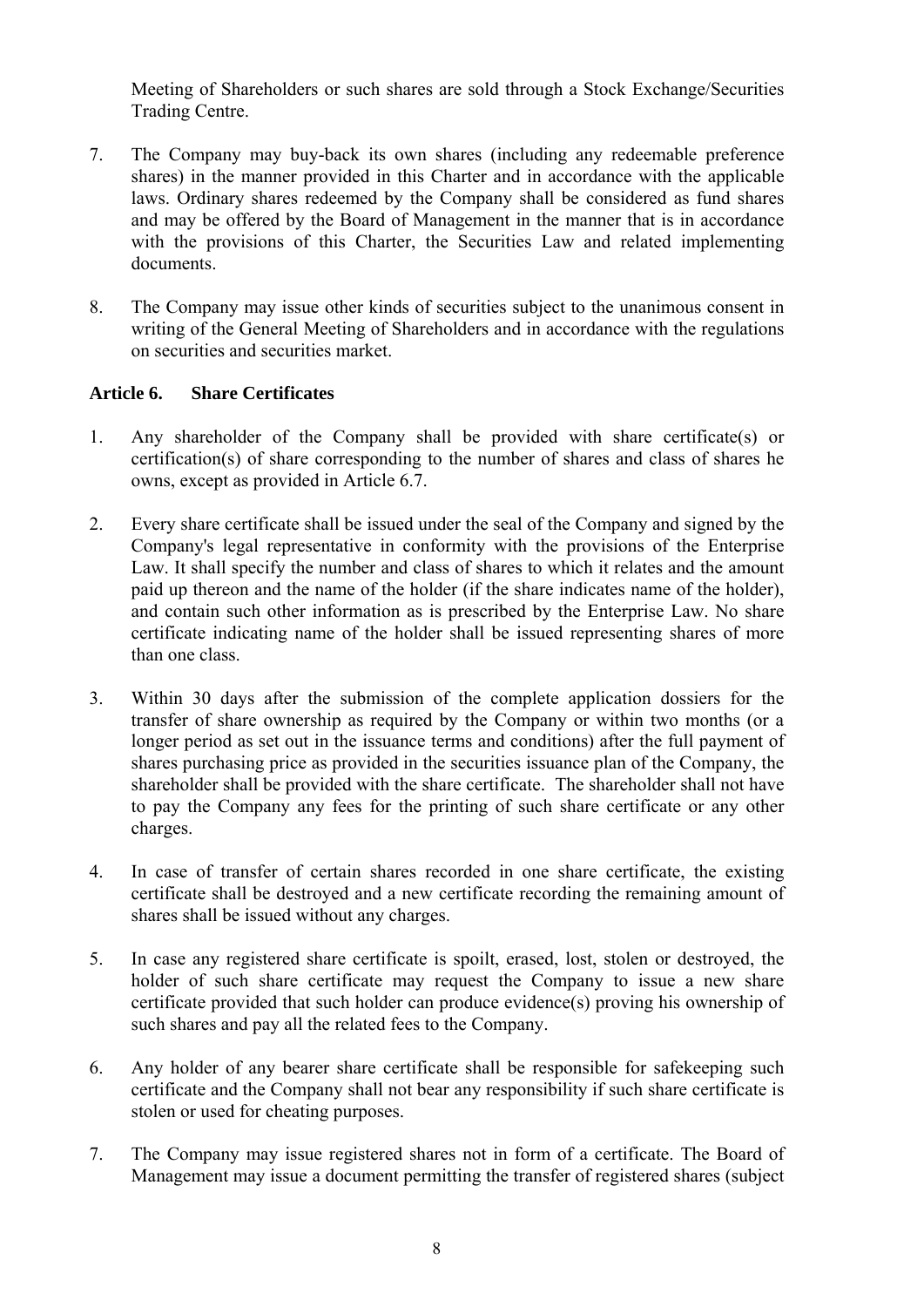Meeting of Shareholders or such shares are sold through a Stock Exchange/Securities Trading Centre.

7. The Company may buy-back its own shares (including any redeemable preference shares) in the manner provided in this Charter and in accordance with the applicable laws. Ordinary shares redeemed by the Company shall be considered as fund shares and may be offered by the Board of Management in the manner that is in accordance with the provisions of this Charter, the Securities Law and related implementing documents.

8. The Company may issue other kinds of securities subject to the unanimous consent in writing of the General Meeting of Shareholders and in accordance with the regulations on securities and securities market.

**Article 6. Share Certificates**

1. Any shareholder of the Company shall be provided with share certificate(s) or certification(s) of share corresponding to the number of shares and class of shares he owns, except as provided in Article 6.7.

2. Every share certificate shall be issued under the seal of the Company and signed by the Company's legal representative in conformity with the provisions of the Enterprise Law. It shall specify the number and class of shares to which it relates and the amount paid up thereon and the name of the holder (if the share indicates name of the holder), and contain such other information as is prescribed by the Enterprise Law. No share certificate indicating name of the holder shall be issued representing shares of more than one class.

3. Within 30 days after the submission of the complete application dossiers for the transfer of share ownership as required by the Company or within two months (or a longer period as set out in the issuance terms and conditions) after the full payment of shares purchasing price as provided in the securities issuance plan of the Company, the shareholder shall be provided with the share certificate. The shareholder shall not have to pay the Company any fees for the printing of such share certificate or any other charges.

4. In case of transfer of certain shares recorded in one share certificate, the existing certificate shall be destroyed and a new certificate recording the remaining amount of shares shall be issued without any charges.

5. In case any registered share certificate is spoilt, erased, lost, stolen or destroyed, the holder of such share certificate may request the Company to issue a new share certificate provided that such holder can produce evidence(s) proving his ownership of such shares and pay all the related fees to the Company.

6. Any holder of any bearer share certificate shall be responsible for safekeeping such certificate and the Company shall not bear any responsibility if such share certificate is stolen or used for cheating purposes.

7. The Company may issue registered shares not in form of a certificate. The Board of Management may issue a document permitting the transfer of registered shares (subject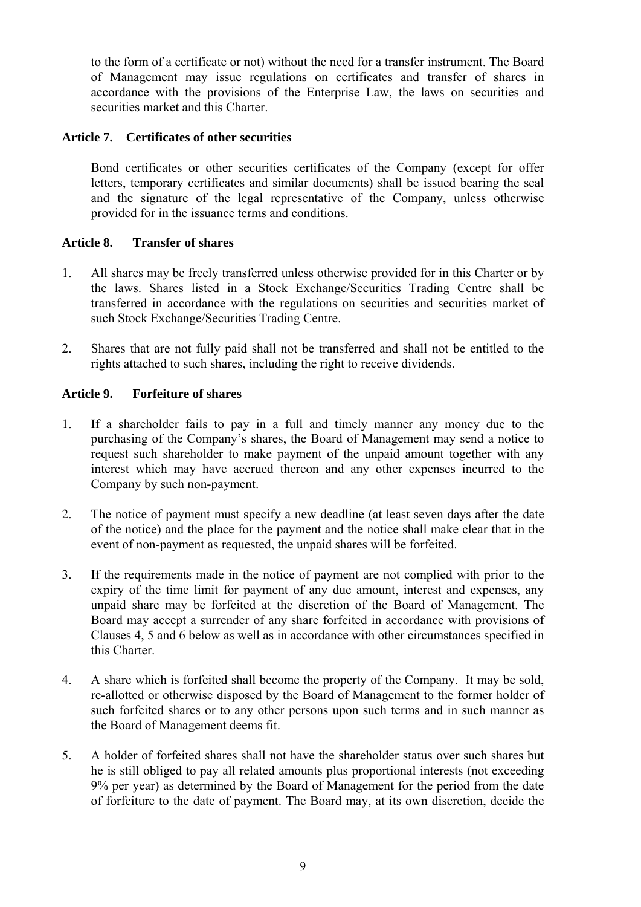to the form of a certificate or not) without the need for a transfer instrument. The Board of Management may issue regulations on certificates and transfer of shares in accordance with the provisions of the Enterprise Law, the laws on securities and securities market and this Charter.

### Article 7. Certificates of other securities

Bond certificates or other securities certificates of the Company (except for offer letters, temporary certificates and similar documents) shall be issued bearing the seal and the signature of the legal representative of the Company, unless otherwise provided for in the issuance terms and conditions.

### Article 8. Transfer of shares

1. All shares may be freely transferred unless otherwise provided for in this Charter or by the laws. Shares listed in a Stock Exchange/Securities Trading Centre shall be transferred in accordance with the regulations on securities and securities market of such Stock Exchange/Securities Trading Centre.

2. Shares that are not fully paid shall not be transferred and shall not be entitled to the rights attached to such shares, including the right to receive dividends.

### Article 9. Forfeiture of shares

1. If a shareholder fails to pay in a full and timely manner any money due to the purchasing of the Company's shares, the Board of Management may send a notice to request such shareholder to make payment of the unpaid amount together with any interest which may have accrued thereon and any other expenses incurred to the Company by such non-payment.

2. The notice of payment must specify a new deadline (at least seven days after the date of the notice) and the place for the payment and the notice shall make clear that in the event of non-payment as requested, the unpaid shares will be forfeited.

3. If the requirements made in the notice of payment are not complied with prior to the expiry of the time limit for payment of any due amount, interest and expenses, any unpaid share may be forfeited at the discretion of the Board of Management. The Board may accept a surrender of any share forfeited in accordance with provisions of Clauses 4, 5 and 6 below as well as in accordance with other circumstances specified in this Charter.

4. A share which is forfeited shall become the property of the Company. It may be sold, re-allotted or otherwise disposed by the Board of Management to the former holder of such forfeited shares or to any other persons upon such terms and in such manner as the Board of Management deems fit.

5. A holder of forfeited shares shall not have the shareholder status over such shares but he is still obliged to pay all related amounts plus proportional interests (not exceeding 9% per year) as determined by the Board of Management for the period from the date of forfeiture to the date of payment. The Board may, at its own discretion, decide the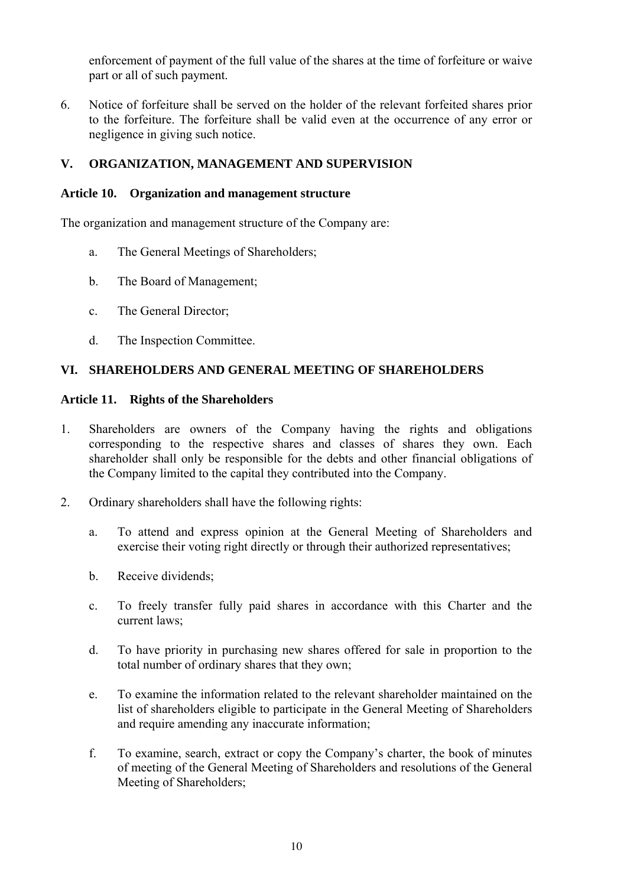enforcement of payment of the full value of the shares at the time of forfeiture or waive part or all of such payment.

6. Notice of forfeiture shall be served on the holder of the relevant forfeited shares prior to the forfeiture. The forfeiture shall be valid even at the occurrence of any error or negligence in giving such notice.

## V. ORGANIZATION, MANAGEMENT AND SUPERVISION

### Article 10. Organization and management structure

The organization and management structure of the Company are:

a. The General Meetings of Shareholders;

b. The Board of Management;

c. The General Director;

d. The Inspection Committee.

## VI. SHAREHOLDERS AND GENERAL MEETING OF SHAREHOLDERS

### Article 11. Rights of the Shareholders

1. Shareholders are owners of the Company having the rights and obligations corresponding to the respective shares and classes of shares they own. Each shareholder shall only be responsible for the debts and other financial obligations of the Company limited to the capital they contributed into the Company.

2. Ordinary shareholders shall have the following rights:

   a. To attend and express opinion at the General Meeting of Shareholders and exercise their voting right directly or through their authorized representatives;

   b. Receive dividends;

   c. To freely transfer fully paid shares in accordance with this Charter and the current laws;

   d. To have priority in purchasing new shares offered for sale in proportion to the total number of ordinary shares that they own;

   e. To examine the information related to the relevant shareholder maintained on the list of shareholders eligible to participate in the General Meeting of Shareholders and require amending any inaccurate information;

   f. To examine, search, extract or copy the Company's charter, the book of minutes of meeting of the General Meeting of Shareholders and resolutions of the General Meeting of Shareholders;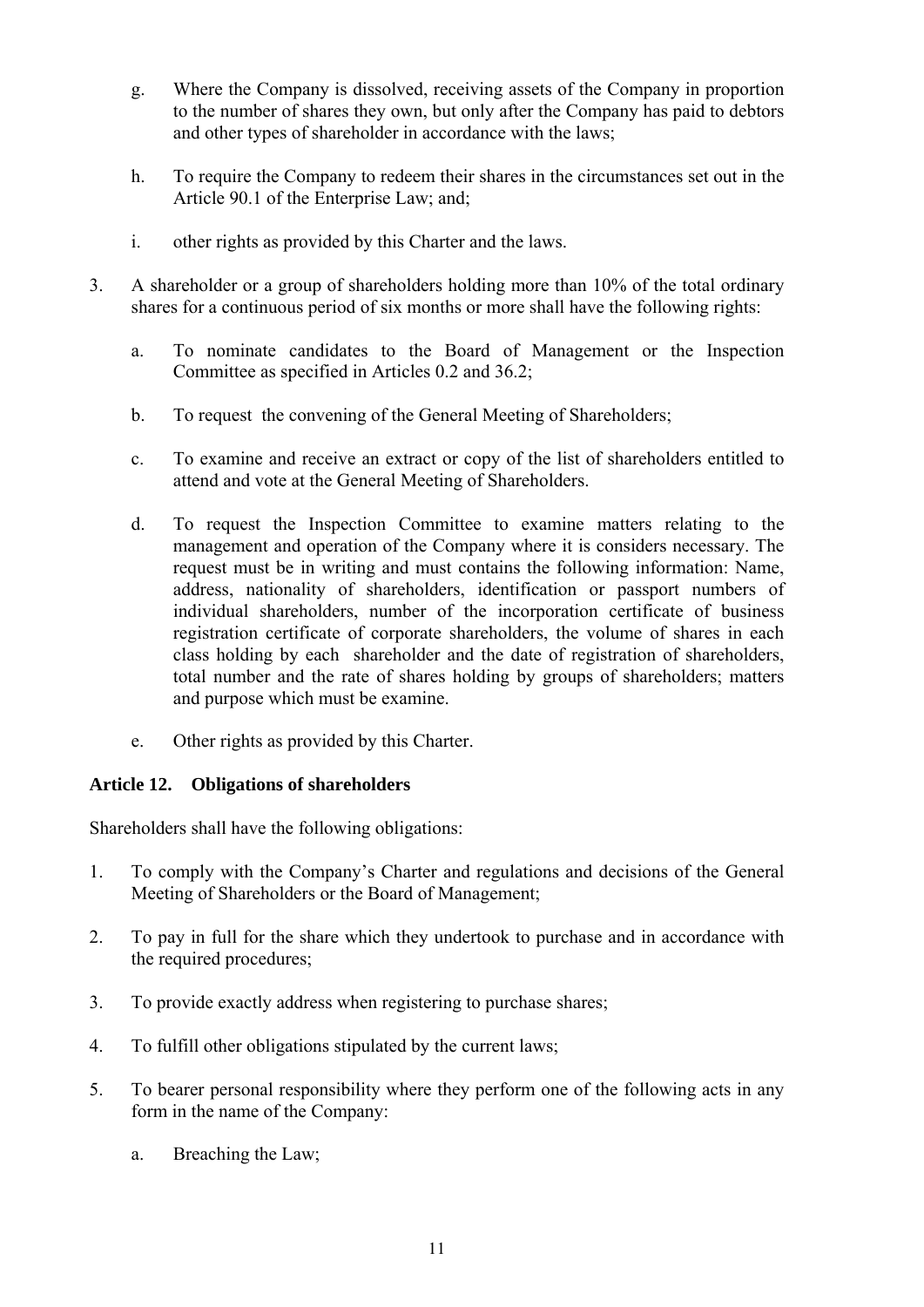g. Where the Company is dissolved, receiving assets of the Company in proportion to the number of shares they own, but only after the Company has paid to debtors and other types of shareholder in accordance with the laws;

h. To require the Company to redeem their shares in the circumstances set out in the Article 90.1 of the Enterprise Law; and;

i. other rights as provided by this Charter and the laws.

3. A shareholder or a group of shareholders holding more than 10% of the total ordinary shares for a continuous period of six months or more shall have the following rights:

   a. To nominate candidates to the Board of Management or the Inspection Committee as specified in Articles 0.2 and 36.2;

   b. To request the convening of the General Meeting of Shareholders;

   c. To examine and receive an extract or copy of the list of shareholders entitled to attend and vote at the General Meeting of Shareholders.

   d. To request the Inspection Committee to examine matters relating to the management and operation of the Company where it is considers necessary. The request must be in writing and must contains the following information: Name, address, nationality of shareholders, identification or passport numbers of individual shareholders, number of the incorporation certificate of business registration certificate of corporate shareholders, the volume of shares in each class holding by each shareholder and the date of registration of shareholders, total number and the rate of shares holding by groups of shareholders; matters and purpose which must be examine.

   e. Other rights as provided by this Charter.

### Article 12. Obligations of shareholders

Shareholders shall have the following obligations:

1. To comply with the Company's Charter and regulations and decisions of the General Meeting of Shareholders or the Board of Management;

2. To pay in full for the share which they undertook to purchase and in accordance with the required procedures;

3. To provide exactly address when registering to purchase shares;

4. To fulfill other obligations stipulated by the current laws;

5. To bearer personal responsibility where they perform one of the following acts in any form in the name of the Company:

   a. Breaching the Law;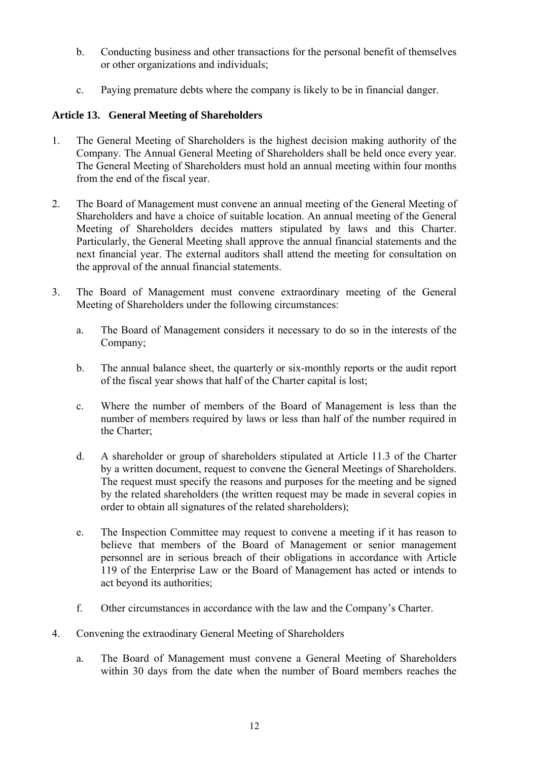b. Conducting business and other transactions for the personal benefit of themselves or other organizations and individuals;

c. Paying premature debts where the company is likely to be in financial danger.

**Article 13. General Meeting of Shareholders**

1. The General Meeting of Shareholders is the highest decision making authority of the Company. The Annual General Meeting of Shareholders shall be held once every year. The General Meeting of Shareholders must hold an annual meeting within four months from the end of the fiscal year.

2. The Board of Management must convene an annual meeting of the General Meeting of Shareholders and have a choice of suitable location. An annual meeting of the General Meeting of Shareholders decides matters stipulated by laws and this Charter. Particularly, the General Meeting shall approve the annual financial statements and the next financial year. The external auditors shall attend the meeting for consultation on the approval of the annual financial statements.

3. The Board of Management must convene extraordinary meeting of the General Meeting of Shareholders under the following circumstances:

   a. The Board of Management considers it necessary to do so in the interests of the Company;

   b. The annual balance sheet, the quarterly or six-monthly reports or the audit report of the fiscal year shows that half of the Charter capital is lost;

   c. Where the number of members of the Board of Management is less than the number of members required by laws or less than half of the number required in the Charter;

   d. A shareholder or group of shareholders stipulated at Article 11.3 of the Charter by a written document, request to convene the General Meetings of Shareholders. The request must specify the reasons and purposes for the meeting and be signed by the related shareholders (the written request may be made in several copies in order to obtain all signatures of the related shareholders);

   e. The Inspection Committee may request to convene a meeting if it has reason to believe that members of the Board of Management or senior management personnel are in serious breach of their obligations in accordance with Article 119 of the Enterprise Law or the Board of Management has acted or intends to act beyond its authorities;

   f. Other circumstances in accordance with the law and the Company's Charter.

4. Convening the extraodinary General Meeting of Shareholders

   a. The Board of Management must convene a General Meeting of Shareholders within 30 days from the date when the number of Board members reaches the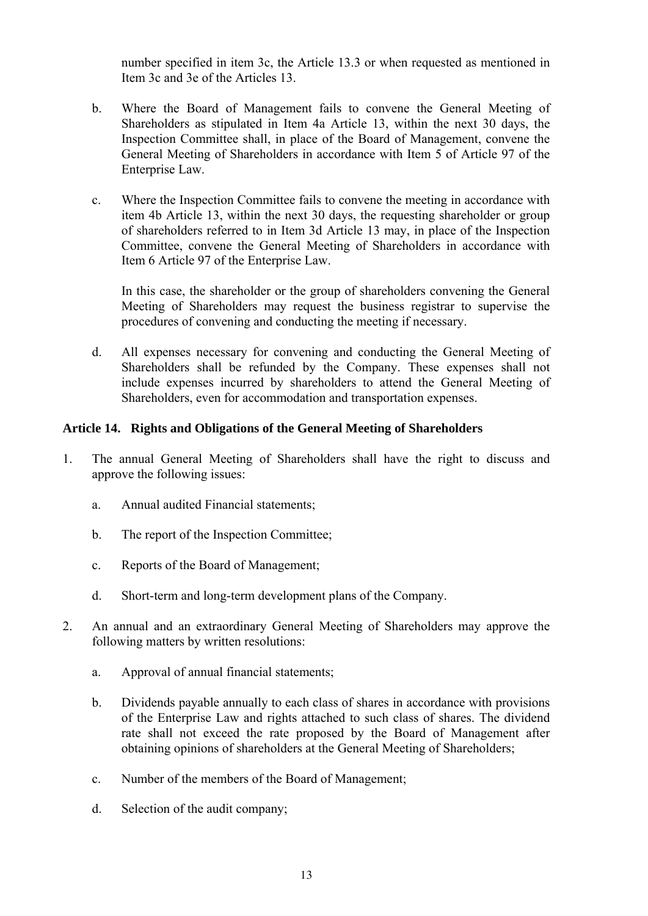number specified in item 3c, the Article 13.3 or when requested as mentioned in Item 3c and 3e of the Articles 13.

b. Where the Board of Management fails to convene the General Meeting of Shareholders as stipulated in Item 4a Article 13, within the next 30 days, the Inspection Committee shall, in place of the Board of Management, convene the General Meeting of Shareholders in accordance with Item 5 of Article 97 of the Enterprise Law.

c. Where the Inspection Committee fails to convene the meeting in accordance with item 4b Article 13, within the next 30 days, the requesting shareholder or group of shareholders referred to in Item 3d Article 13 may, in place of the Inspection Committee, convene the General Meeting of Shareholders in accordance with Item 6 Article 97 of the Enterprise Law.

   In this case, the shareholder or the group of shareholders convening the General Meeting of Shareholders may request the business registrar to supervise the procedures of convening and conducting the meeting if necessary.

d. All expenses necessary for convening and conducting the General Meeting of Shareholders shall be refunded by the Company. These expenses shall not include expenses incurred by shareholders to attend the General Meeting of Shareholders, even for accommodation and transportation expenses.

**Article 14. Rights and Obligations of the General Meeting of Shareholders**

1. The annual General Meeting of Shareholders shall have the right to discuss and approve the following issues:

   a. Annual audited Financial statements;

   b. The report of the Inspection Committee;

   c. Reports of the Board of Management;

   d. Short-term and long-term development plans of the Company.

2. An annual and an extraordinary General Meeting of Shareholders may approve the following matters by written resolutions:

   a. Approval of annual financial statements;

   b. Dividends payable annually to each class of shares in accordance with provisions of the Enterprise Law and rights attached to such class of shares. The dividend rate shall not exceed the rate proposed by the Board of Management after obtaining opinions of shareholders at the General Meeting of Shareholders;

   c. Number of the members of the Board of Management;

   d. Selection of the audit company;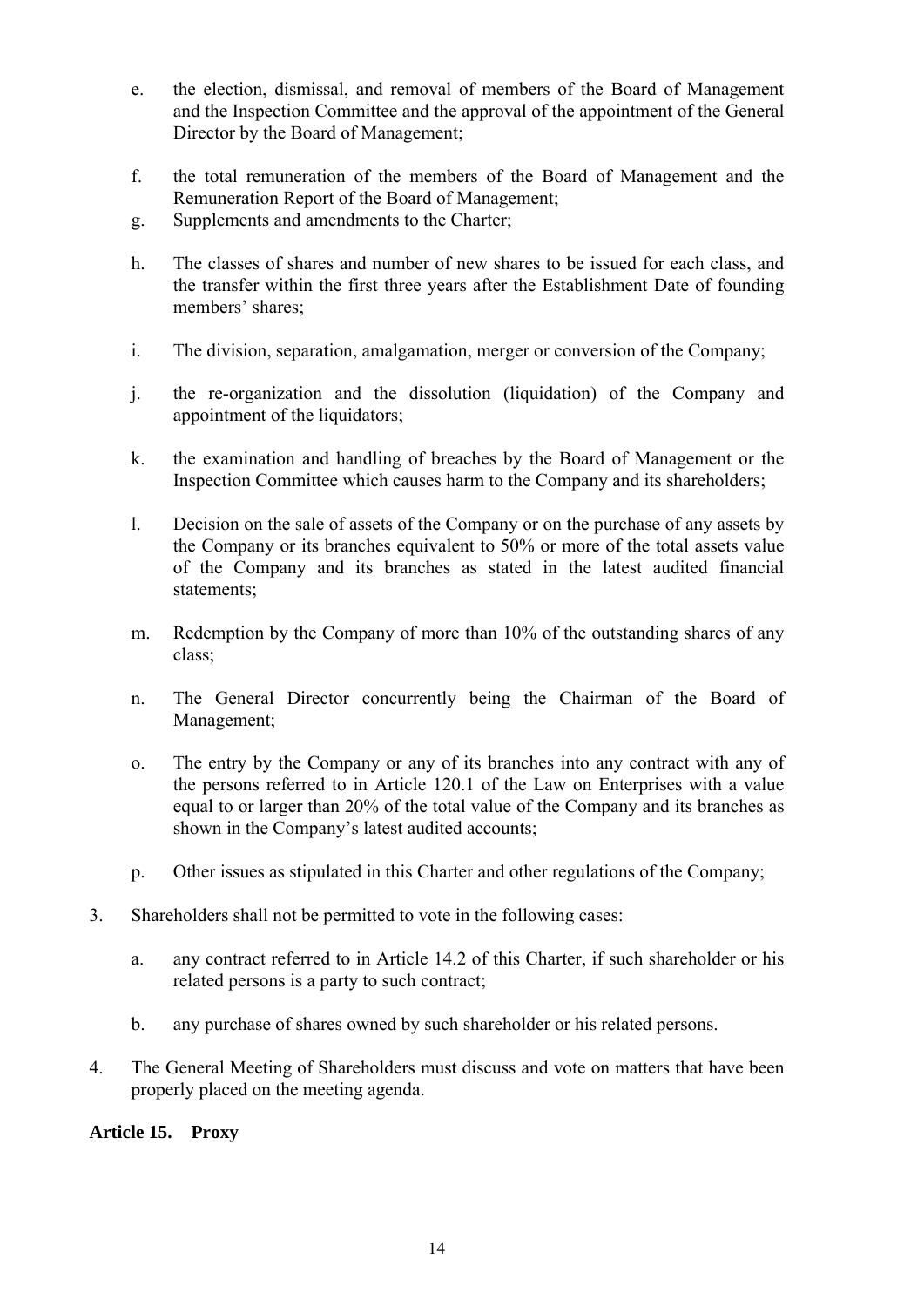e. the election, dismissal, and removal of members of the Board of Management and the Inspection Committee and the approval of the appointment of the General Director by the Board of Management;

f. the total remuneration of the members of the Board of Management and the Remuneration Report of the Board of Management;

g. Supplements and amendments to the Charter;

h. The classes of shares and number of new shares to be issued for each class, and the transfer within the first three years after the Establishment Date of founding members' shares;

i. The division, separation, amalgamation, merger or conversion of the Company;

j. the re-organization and the dissolution (liquidation) of the Company and appointment of the liquidators;

k. the examination and handling of breaches by the Board of Management or the Inspection Committee which causes harm to the Company and its shareholders;

l. Decision on the sale of assets of the Company or on the purchase of any assets by the Company or its branches equivalent to 50% or more of the total assets value of the Company and its branches as stated in the latest audited financial statements;

m. Redemption by the Company of more than 10% of the outstanding shares of any class;

n. The General Director concurrently being the Chairman of the Board of Management;

o. The entry by the Company or any of its branches into any contract with any of the persons referred to in Article 120.1 of the Law on Enterprises with a value equal to or larger than 20% of the total value of the Company and its branches as shown in the Company's latest audited accounts;

p. Other issues as stipulated in this Charter and other regulations of the Company;

3. Shareholders shall not be permitted to vote in the following cases:

   a. any contract referred to in Article 14.2 of this Charter, if such shareholder or his related persons is a party to such contract;

   b. any purchase of shares owned by such shareholder or his related persons.

4. The General Meeting of Shareholders must discuss and vote on matters that have been properly placed on the meeting agenda.

**Article 15. Proxy**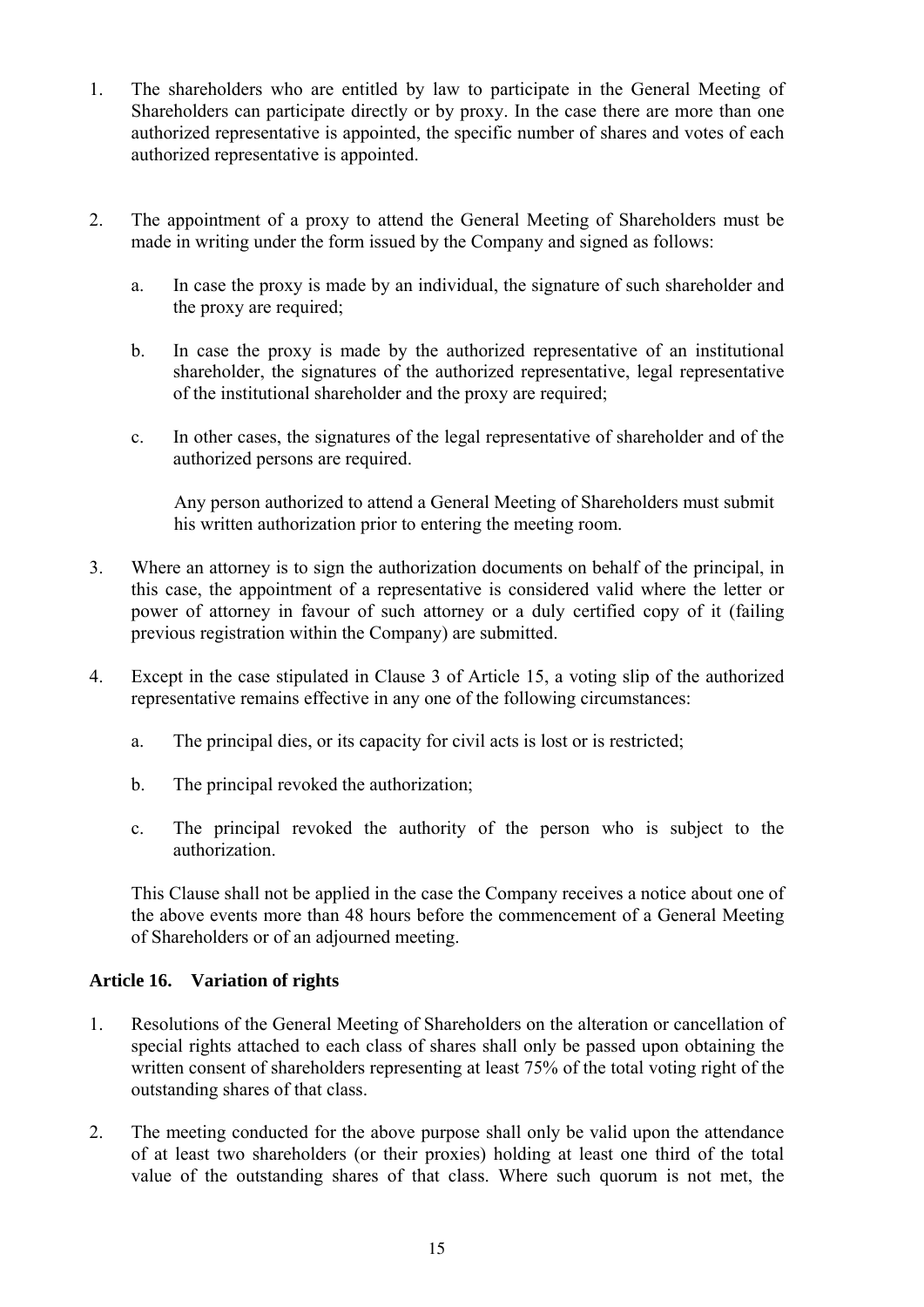1. The shareholders who are entitled by law to participate in the General Meeting of Shareholders can participate directly or by proxy. In the case there are more than one authorized representative is appointed, the specific number of shares and votes of each authorized representative is appointed.

2. The appointment of a proxy to attend the General Meeting of Shareholders must be made in writing under the form issued by the Company and signed as follows:

   a. In case the proxy is made by an individual, the signature of such shareholder and the proxy are required;

   b. In case the proxy is made by the authorized representative of an institutional shareholder, the signatures of the authorized representative, legal representative of the institutional shareholder and the proxy are required;

   c. In other cases, the signatures of the legal representative of shareholder and of the authorized persons are required.

   Any person authorized to attend a General Meeting of Shareholders must submit his written authorization prior to entering the meeting room.

3. Where an attorney is to sign the authorization documents on behalf of the principal, in this case, the appointment of a representative is considered valid where the letter or power of attorney in favour of such attorney or a duly certified copy of it (failing previous registration within the Company) are submitted.

4. Except in the case stipulated in Clause 3 of Article 15, a voting slip of the authorized representative remains effective in any one of the following circumstances:

   a. The principal dies, or its capacity for civil acts is lost or is restricted;

   b. The principal revoked the authorization;

   c. The principal revoked the authority of the person who is subject to the authorization.

   This Clause shall not be applied in the case the Company receives a notice about one of the above events more than 48 hours before the commencement of a General Meeting of Shareholders or of an adjourned meeting.

### Article 16. Variation of rights

1. Resolutions of the General Meeting of Shareholders on the alteration or cancellation of special rights attached to each class of shares shall only be passed upon obtaining the written consent of shareholders representing at least 75% of the total voting right of the outstanding shares of that class.

2. The meeting conducted for the above purpose shall only be valid upon the attendance of at least two shareholders (or their proxies) holding at least one third of the total value of the outstanding shares of that class. Where such quorum is not met, the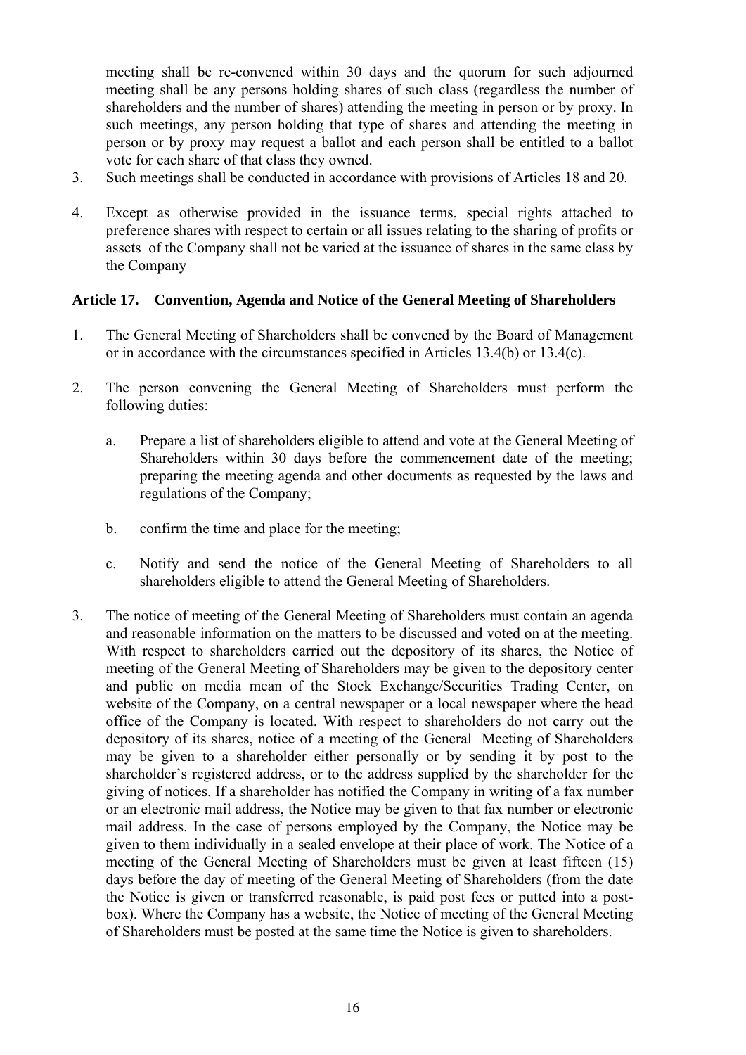meeting shall be re-convened within 30 days and the quorum for such adjourned meeting shall be any persons holding shares of such class (regardless the number of shareholders and the number of shares) attending the meeting in person or by proxy. In such meetings, any person holding that type of shares and attending the meeting in person or by proxy may request a ballot and each person shall be entitled to a ballot vote for each share of that class they owned.

3. Such meetings shall be conducted in accordance with provisions of Articles 18 and 20.

4. Except as otherwise provided in the issuance terms, special rights attached to preference shares with respect to certain or all issues relating to the sharing of profits or assets of the Company shall not be varied at the issuance of shares in the same class by the Company

**Article 17. Convention, Agenda and Notice of the General Meeting of Shareholders**

1. The General Meeting of Shareholders shall be convened by the Board of Management or in accordance with the circumstances specified in Articles 13.4(b) or 13.4(c).

2. The person convening the General Meeting of Shareholders must perform the following duties:

   a. Prepare a list of shareholders eligible to attend and vote at the General Meeting of Shareholders within 30 days before the commencement date of the meeting; preparing the meeting agenda and other documents as requested by the laws and regulations of the Company;

   b. confirm the time and place for the meeting;

   c. Notify and send the notice of the General Meeting of Shareholders to all shareholders eligible to attend the General Meeting of Shareholders.

3. The notice of meeting of the General Meeting of Shareholders must contain an agenda and reasonable information on the matters to be discussed and voted on at the meeting. With respect to shareholders carried out the depository of its shares, the Notice of meeting of the General Meeting of Shareholders may be given to the depository center and public on media mean of the Stock Exchange/Securities Trading Center, on website of the Company, on a central newspaper or a local newspaper where the head office of the Company is located. With respect to shareholders do not carry out the depository of its shares, notice of a meeting of the General Meeting of Shareholders may be given to a shareholder either personally or by sending it by post to the shareholder's registered address, or to the address supplied by the shareholder for the giving of notices. If a shareholder has notified the Company in writing of a fax number or an electronic mail address, the Notice may be given to that fax number or electronic mail address. In the case of persons employed by the Company, the Notice may be given to them individually in a sealed envelope at their place of work. The Notice of a meeting of the General Meeting of Shareholders must be given at least fifteen (15) days before the day of meeting of the General Meeting of Shareholders (from the date the Notice is given or transferred reasonable, is paid post fees or putted into a post-box). Where the Company has a website, the Notice of meeting of the General Meeting of Shareholders must be posted at the same time the Notice is given to shareholders.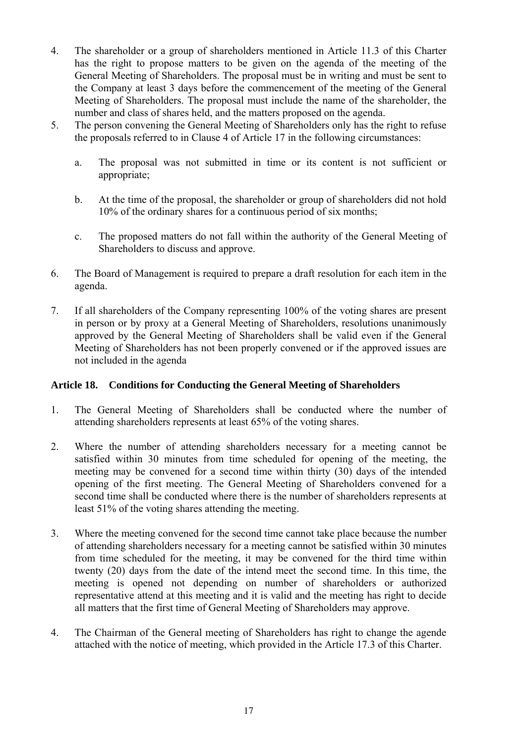4. The shareholder or a group of shareholders mentioned in Article 11.3 of this Charter has the right to propose matters to be given on the agenda of the meeting of the General Meeting of Shareholders. The proposal must be in writing and must be sent to the Company at least 3 days before the commencement of the meeting of the General Meeting of Shareholders. The proposal must include the name of the shareholder, the number and class of shares held, and the matters proposed on the agenda.
5. The person convening the General Meeting of Shareholders only has the right to refuse the proposals referred to in Clause 4 of Article 17 in the following circumstances:

   a. The proposal was not submitted in time or its content is not sufficient or appropriate;

   b. At the time of the proposal, the shareholder or group of shareholders did not hold 10% of the ordinary shares for a continuous period of six months;

   c. The proposed matters do not fall within the authority of the General Meeting of Shareholders to discuss and approve.

6. The Board of Management is required to prepare a draft resolution for each item in the agenda.

7. If all shareholders of the Company representing 100% of the voting shares are present in person or by proxy at a General Meeting of Shareholders, resolutions unanimously approved by the General Meeting of Shareholders shall be valid even if the General Meeting of Shareholders has not been properly convened or if the approved issues are not included in the agenda

**Article 18. Conditions for Conducting the General Meeting of Shareholders**

1. The General Meeting of Shareholders shall be conducted where the number of attending shareholders represents at least 65% of the voting shares.

2. Where the number of attending shareholders necessary for a meeting cannot be satisfied within 30 minutes from time scheduled for opening of the meeting, the meeting may be convened for a second time within thirty (30) days of the intended opening of the first meeting. The General Meeting of Shareholders convened for a second time shall be conducted where there is the number of shareholders represents at least 51% of the voting shares attending the meeting.

3. Where the meeting convened for the second time cannot take place because the number of attending shareholders necessary for a meeting cannot be satisfied within 30 minutes from time scheduled for the meeting, it may be convened for the third time within twenty (20) days from the date of the intend meet the second time. In this time, the meeting is opened not depending on number of shareholders or authorized representative attend at this meeting and it is valid and the meeting has right to decide all matters that the first time of General Meeting of Shareholders may approve.

4. The Chairman of the General meeting of Shareholders has right to change the agende attached with the notice of meeting, which provided in the Article 17.3 of this Charter.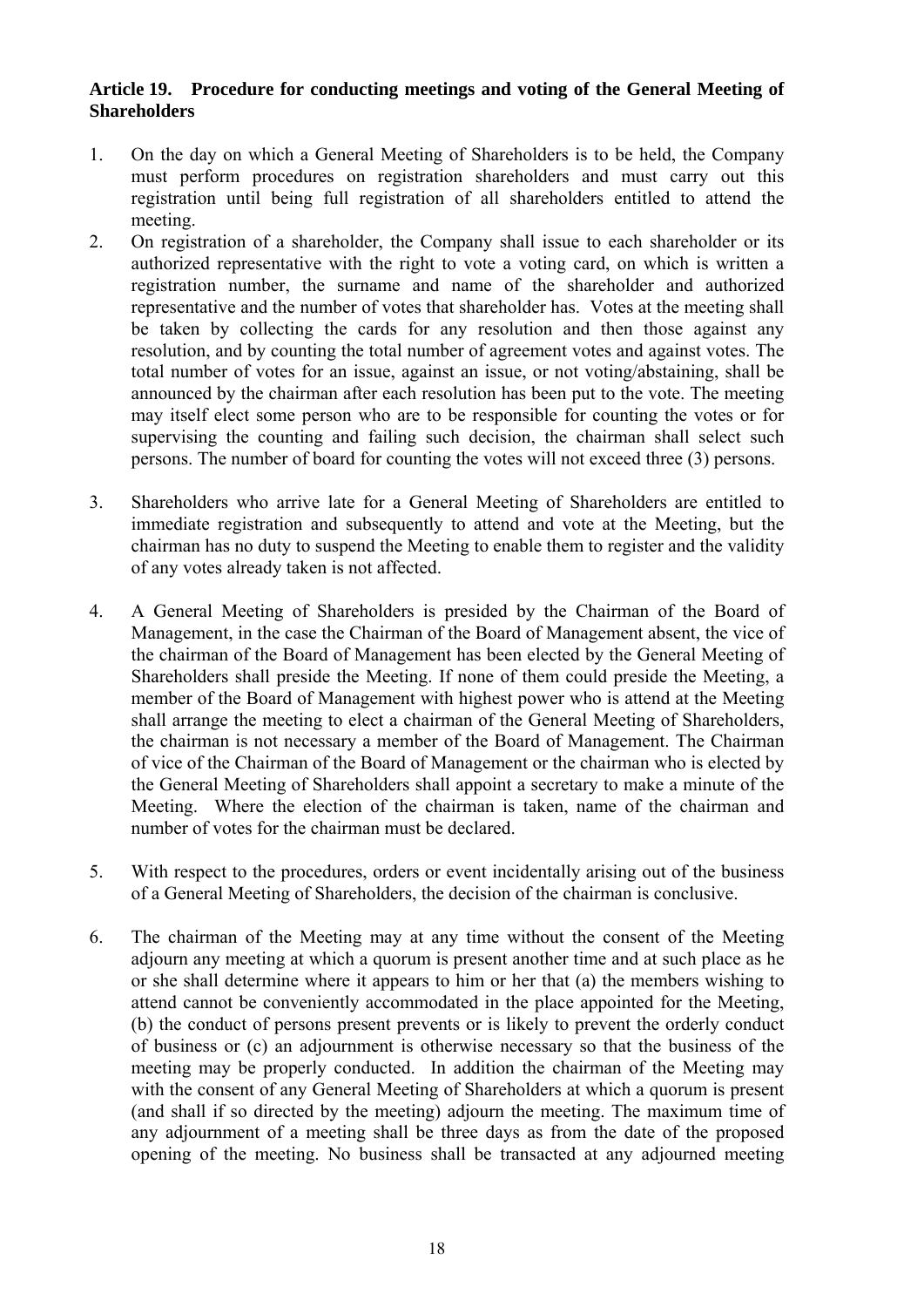**Article 19. Procedure for conducting meetings and voting of the General Meeting of Shareholders**

1. On the day on which a General Meeting of Shareholders is to be held, the Company must perform procedures on registration shareholders and must carry out this registration until being full registration of all shareholders entitled to attend the meeting.
2. On registration of a shareholder, the Company shall issue to each shareholder or its authorized representative with the right to vote a voting card, on which is written a registration number, the surname and name of the shareholder and authorized representative and the number of votes that shareholder has. Votes at the meeting shall be taken by collecting the cards for any resolution and then those against any resolution, and by counting the total number of agreement votes and against votes. The total number of votes for an issue, against an issue, or not voting/abstaining, shall be announced by the chairman after each resolution has been put to the vote. The meeting may itself elect some person who are to be responsible for counting the votes or for supervising the counting and failing such decision, the chairman shall select such persons. The number of board for counting the votes will not exceed three (3) persons.
3. Shareholders who arrive late for a General Meeting of Shareholders are entitled to immediate registration and subsequently to attend and vote at the Meeting, but the chairman has no duty to suspend the Meeting to enable them to register and the validity of any votes already taken is not affected.
4. A General Meeting of Shareholders is presided by the Chairman of the Board of Management, in the case the Chairman of the Board of Management absent, the vice of the chairman of the Board of Management has been elected by the General Meeting of Shareholders shall preside the Meeting. If none of them could preside the Meeting, a member of the Board of Management with highest power who is attend at the Meeting shall arrange the meeting to elect a chairman of the General Meeting of Shareholders, the chairman is not necessary a member of the Board of Management. The Chairman of vice of the Chairman of the Board of Management or the chairman who is elected by the General Meeting of Shareholders shall appoint a secretary to make a minute of the Meeting. Where the election of the chairman is taken, name of the chairman and number of votes for the chairman must be declared.
5. With respect to the procedures, orders or event incidentally arising out of the business of a General Meeting of Shareholders, the decision of the chairman is conclusive.
6. The chairman of the Meeting may at any time without the consent of the Meeting adjourn any meeting at which a quorum is present another time and at such place as he or she shall determine where it appears to him or her that (a) the members wishing to attend cannot be conveniently accommodated in the place appointed for the Meeting, (b) the conduct of persons present prevents or is likely to prevent the orderly conduct of business or (c) an adjournment is otherwise necessary so that the business of the meeting may be properly conducted. In addition the chairman of the Meeting may with the consent of any General Meeting of Shareholders at which a quorum is present (and shall if so directed by the meeting) adjourn the meeting. The maximum time of any adjournment of a meeting shall be three days as from the date of the proposed opening of the meeting. No business shall be transacted at any adjourned meeting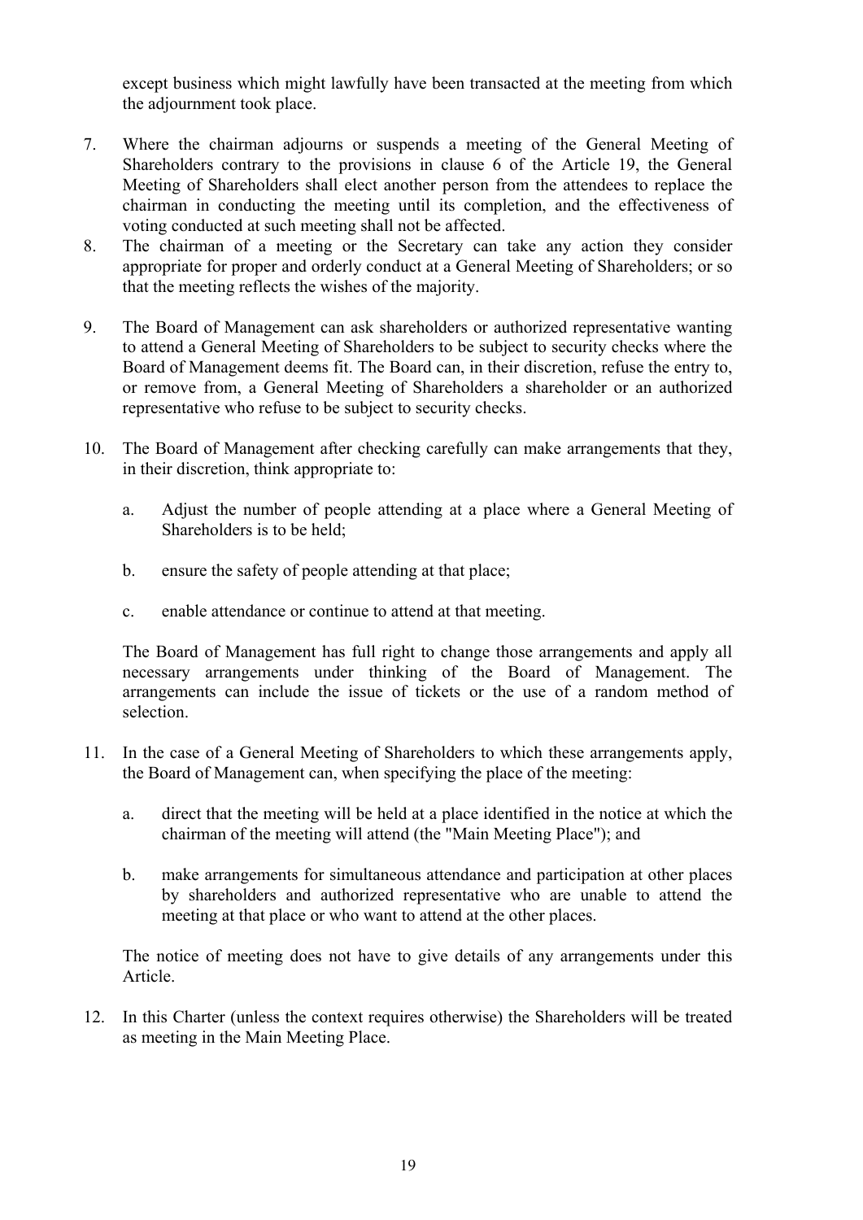except business which might lawfully have been transacted at the meeting from which the adjournment took place.

7. Where the chairman adjourns or suspends a meeting of the General Meeting of Shareholders contrary to the provisions in clause 6 of the Article 19, the General Meeting of Shareholders shall elect another person from the attendees to replace the chairman in conducting the meeting until its completion, and the effectiveness of voting conducted at such meeting shall not be affected.
8. The chairman of a meeting or the Secretary can take any action they consider appropriate for proper and orderly conduct at a General Meeting of Shareholders; or so that the meeting reflects the wishes of the majority.
9. The Board of Management can ask shareholders or authorized representative wanting to attend a General Meeting of Shareholders to be subject to security checks where the Board of Management deems fit. The Board can, in their discretion, refuse the entry to, or remove from, a General Meeting of Shareholders a shareholder or an authorized representative who refuse to be subject to security checks.
10. The Board of Management after checking carefully can make arrangements that they, in their discretion, think appropriate to:

    a. Adjust the number of people attending at a place where a General Meeting of Shareholders is to be held;

    b. ensure the safety of people attending at that place;

    c. enable attendance or continue to attend at that meeting.

    The Board of Management has full right to change those arrangements and apply all necessary arrangements under thinking of the Board of Management. The arrangements can include the issue of tickets or the use of a random method of selection.

11. In the case of a General Meeting of Shareholders to which these arrangements apply, the Board of Management can, when specifying the place of the meeting:

    a. direct that the meeting will be held at a place identified in the notice at which the chairman of the meeting will attend (the "Main Meeting Place"); and

    b. make arrangements for simultaneous attendance and participation at other places by shareholders and authorized representative who are unable to attend the meeting at that place or who want to attend at the other places.

    The notice of meeting does not have to give details of any arrangements under this Article.

12. In this Charter (unless the context requires otherwise) the Shareholders will be treated as meeting in the Main Meeting Place.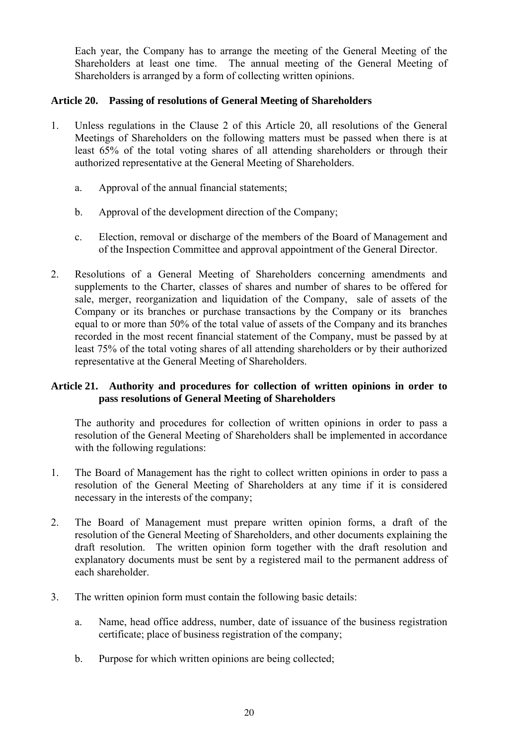Each year, the Company has to arrange the meeting of the General Meeting of the Shareholders at least one time. The annual meeting of the General Meeting of Shareholders is arranged by a form of collecting written opinions.

### Article 20. Passing of resolutions of General Meeting of Shareholders

1. Unless regulations in the Clause 2 of this Article 20, all resolutions of the General Meetings of Shareholders on the following matters must be passed when there is at least 65% of the total voting shares of all attending shareholders or through their authorized representative at the General Meeting of Shareholders.

   a. Approval of the annual financial statements;

   b. Approval of the development direction of the Company;

   c. Election, removal or discharge of the members of the Board of Management and of the Inspection Committee and approval appointment of the General Director.

2. Resolutions of a General Meeting of Shareholders concerning amendments and supplements to the Charter, classes of shares and number of shares to be offered for sale, merger, reorganization and liquidation of the Company, sale of assets of the Company or its branches or purchase transactions by the Company or its branches equal to or more than 50% of the total value of assets of the Company and its branches recorded in the most recent financial statement of the Company, must be passed by at least 75% of the total voting shares of all attending shareholders or by their authorized representative at the General Meeting of Shareholders.

### Article 21. Authority and procedures for collection of written opinions in order to pass resolutions of General Meeting of Shareholders

The authority and procedures for collection of written opinions in order to pass a resolution of the General Meeting of Shareholders shall be implemented in accordance with the following regulations:

1. The Board of Management has the right to collect written opinions in order to pass a resolution of the General Meeting of Shareholders at any time if it is considered necessary in the interests of the company;

2. The Board of Management must prepare written opinion forms, a draft of the resolution of the General Meeting of Shareholders, and other documents explaining the draft resolution. The written opinion form together with the draft resolution and explanatory documents must be sent by a registered mail to the permanent address of each shareholder.

3. The written opinion form must contain the following basic details:

   a. Name, head office address, number, date of issuance of the business registration certificate; place of business registration of the company;

   b. Purpose for which written opinions are being collected;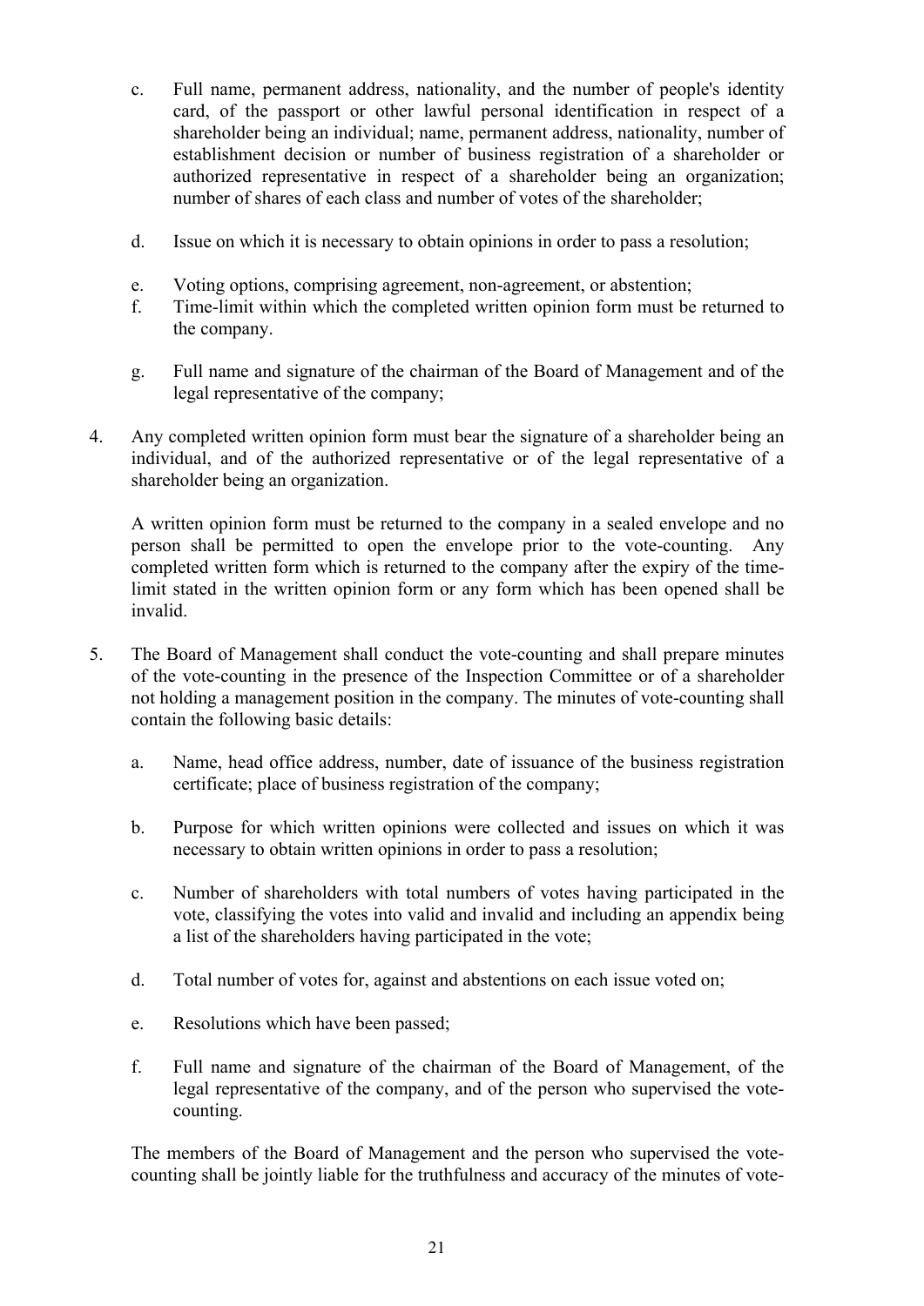c. Full name, permanent address, nationality, and the number of people's identity card, of the passport or other lawful personal identification in respect of a shareholder being an individual; name, permanent address, nationality, number of establishment decision or number of business registration of a shareholder or authorized representative in respect of a shareholder being an organization; number of shares of each class and number of votes of the shareholder;

d. Issue on which it is necessary to obtain opinions in order to pass a resolution;

e. Voting options, comprising agreement, non-agreement, or abstention;

f. Time-limit within which the completed written opinion form must be returned to the company.

g. Full name and signature of the chairman of the Board of Management and of the legal representative of the company;

4. Any completed written opinion form must bear the signature of a shareholder being an individual, and of the authorized representative or of the legal representative of a shareholder being an organization.

   A written opinion form must be returned to the company in a sealed envelope and no person shall be permitted to open the envelope prior to the vote-counting. Any completed written form which is returned to the company after the expiry of the time-limit stated in the written opinion form or any form which has been opened shall be invalid.

5. The Board of Management shall conduct the vote-counting and shall prepare minutes of the vote-counting in the presence of the Inspection Committee or of a shareholder not holding a management position in the company. The minutes of vote-counting shall contain the following basic details:

   a. Name, head office address, number, date of issuance of the business registration certificate; place of business registration of the company;

   b. Purpose for which written opinions were collected and issues on which it was necessary to obtain written opinions in order to pass a resolution;

   c. Number of shareholders with total numbers of votes having participated in the vote, classifying the votes into valid and invalid and including an appendix being a list of the shareholders having participated in the vote;

   d. Total number of votes for, against and abstentions on each issue voted on;

   e. Resolutions which have been passed;

   f. Full name and signature of the chairman of the Board of Management, of the legal representative of the company, and of the person who supervised the vote-counting.

   The members of the Board of Management and the person who supervised the vote-counting shall be jointly liable for the truthfulness and accuracy of the minutes of vote-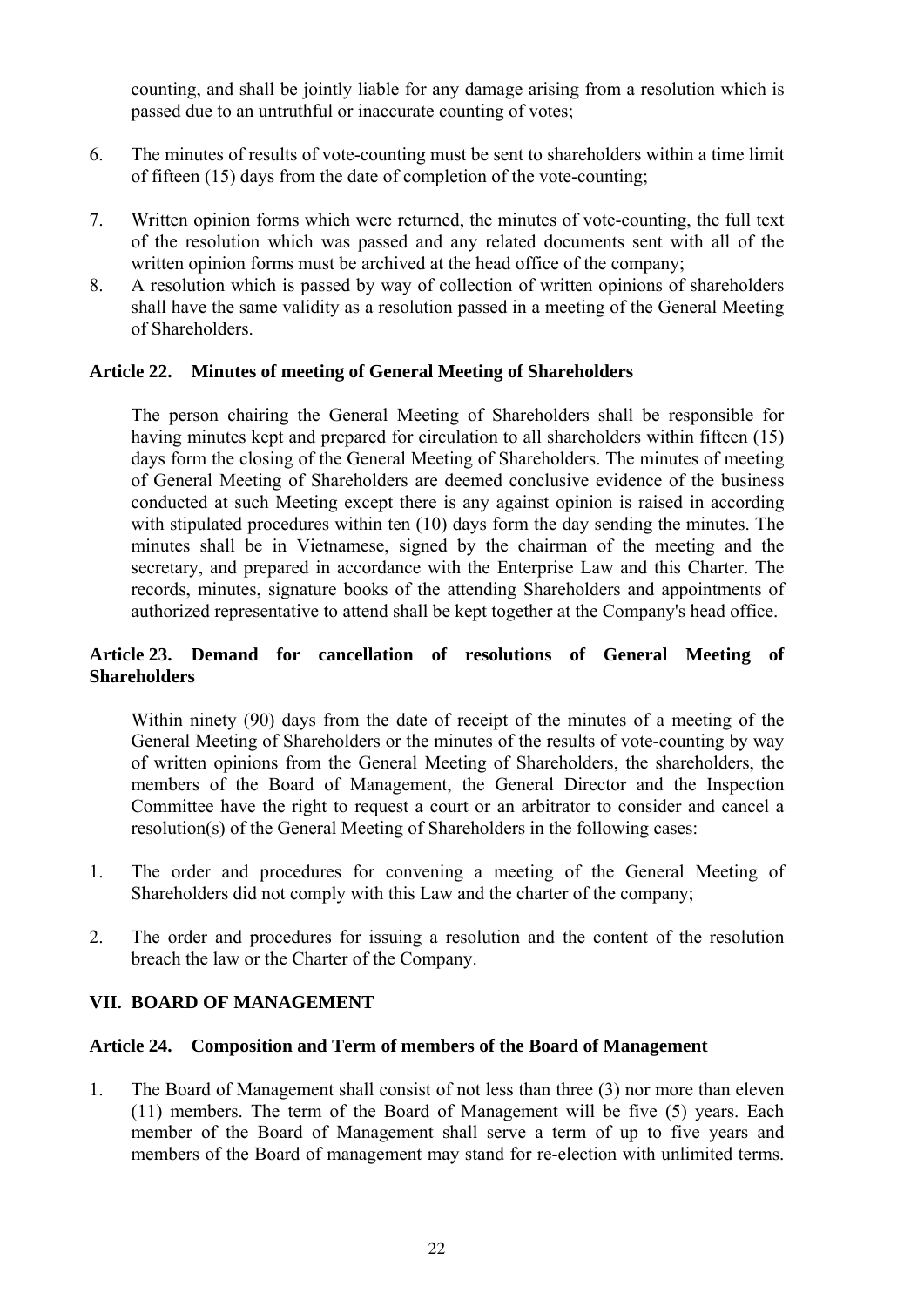counting, and shall be jointly liable for any damage arising from a resolution which is passed due to an untruthful or inaccurate counting of votes;

6. The minutes of results of vote-counting must be sent to shareholders within a time limit of fifteen (15) days from the date of completion of the vote-counting;

7. Written opinion forms which were returned, the minutes of vote-counting, the full text of the resolution which was passed and any related documents sent with all of the written opinion forms must be archived at the head office of the company;

8. A resolution which is passed by way of collection of written opinions of shareholders shall have the same validity as a resolution passed in a meeting of the General Meeting of Shareholders.

### Article 22. Minutes of meeting of General Meeting of Shareholders

The person chairing the General Meeting of Shareholders shall be responsible for having minutes kept and prepared for circulation to all shareholders within fifteen (15) days form the closing of the General Meeting of Shareholders. The minutes of meeting of General Meeting of Shareholders are deemed conclusive evidence of the business conducted at such Meeting except there is any against opinion is raised in according with stipulated procedures within ten (10) days form the day sending the minutes. The minutes shall be in Vietnamese, signed by the chairman of the meeting and the secretary, and prepared in accordance with the Enterprise Law and this Charter. The records, minutes, signature books of the attending Shareholders and appointments of authorized representative to attend shall be kept together at the Company's head office.

### Article 23. Demand for cancellation of resolutions of General Meeting of Shareholders

Within ninety (90) days from the date of receipt of the minutes of a meeting of the General Meeting of Shareholders or the minutes of the results of vote-counting by way of written opinions from the General Meeting of Shareholders, the shareholders, the members of the Board of Management, the General Director and the Inspection Committee have the right to request a court or an arbitrator to consider and cancel a resolution(s) of the General Meeting of Shareholders in the following cases:

1. The order and procedures for convening a meeting of the General Meeting of Shareholders did not comply with this Law and the charter of the company;

2. The order and procedures for issuing a resolution and the content of the resolution breach the law or the Charter of the Company.

## VII. BOARD OF MANAGEMENT

### Article 24. Composition and Term of members of the Board of Management

1. The Board of Management shall consist of not less than three (3) nor more than eleven (11) members. The term of the Board of Management will be five (5) years. Each member of the Board of Management shall serve a term of up to five years and members of the Board of management may stand for re-election with unlimited terms.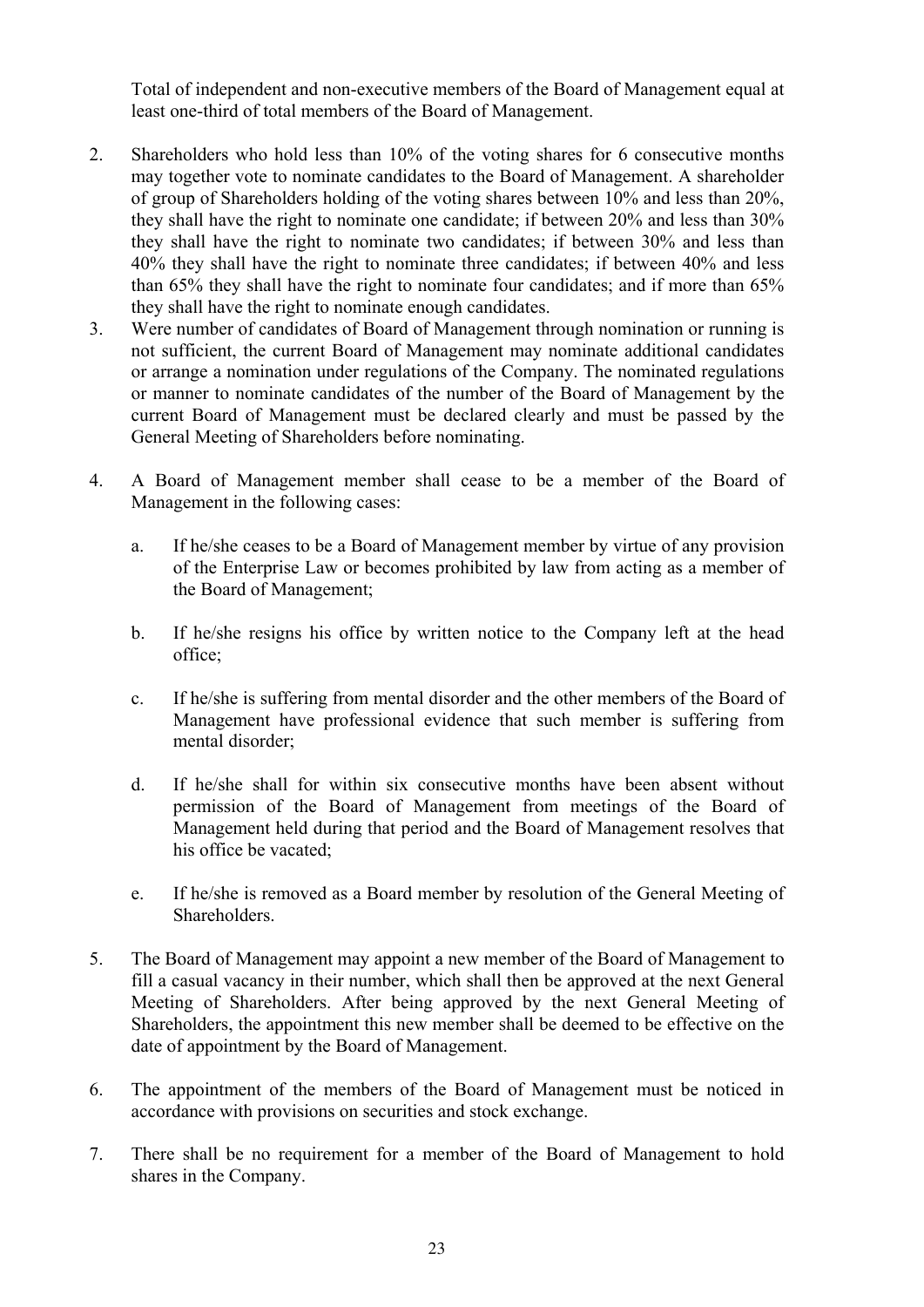Total of independent and non-executive members of the Board of Management equal at least one-third of total members of the Board of Management.

2. Shareholders who hold less than 10% of the voting shares for 6 consecutive months may together vote to nominate candidates to the Board of Management. A shareholder of group of Shareholders holding of the voting shares between 10% and less than 20%, they shall have the right to nominate one candidate; if between 20% and less than 30% they shall have the right to nominate two candidates; if between 30% and less than 40% they shall have the right to nominate three candidates; if between 40% and less than 65% they shall have the right to nominate four candidates; and if more than 65% they shall have the right to nominate enough candidates.
3. Were number of candidates of Board of Management through nomination or running is not sufficient, the current Board of Management may nominate additional candidates or arrange a nomination under regulations of the Company. The nominated regulations or manner to nominate candidates of the number of the Board of Management by the current Board of Management must be declared clearly and must be passed by the General Meeting of Shareholders before nominating.

4. A Board of Management member shall cease to be a member of the Board of Management in the following cases:

   a. If he/she ceases to be a Board of Management member by virtue of any provision of the Enterprise Law or becomes prohibited by law from acting as a member of the Board of Management;

   b. If he/she resigns his office by written notice to the Company left at the head office;

   c. If he/she is suffering from mental disorder and the other members of the Board of Management have professional evidence that such member is suffering from mental disorder;

   d. If he/she shall for within six consecutive months have been absent without permission of the Board of Management from meetings of the Board of Management held during that period and the Board of Management resolves that his office be vacated;

   e. If he/she is removed as a Board member by resolution of the General Meeting of Shareholders.

5. The Board of Management may appoint a new member of the Board of Management to fill a casual vacancy in their number, which shall then be approved at the next General Meeting of Shareholders. After being approved by the next General Meeting of Shareholders, the appointment this new member shall be deemed to be effective on the date of appointment by the Board of Management.

6. The appointment of the members of the Board of Management must be noticed in accordance with provisions on securities and stock exchange.

7. There shall be no requirement for a member of the Board of Management to hold shares in the Company.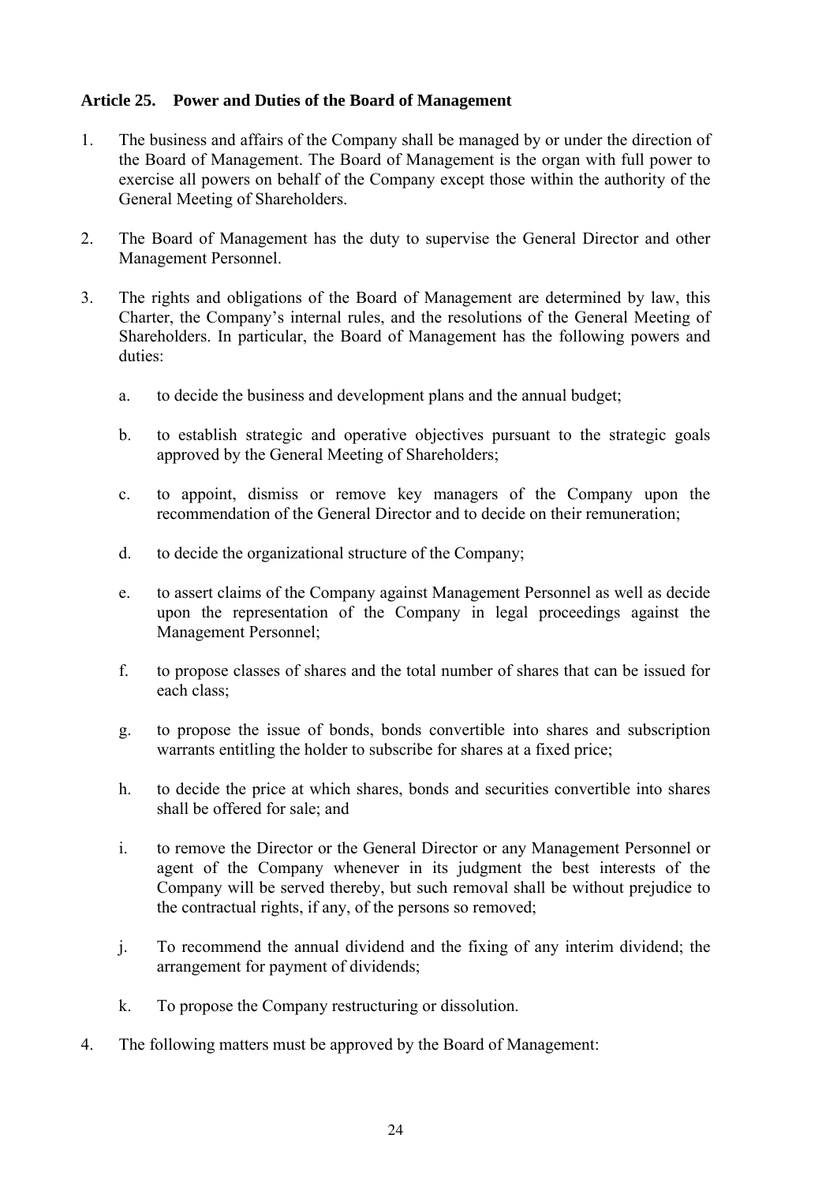### Article 25. Power and Duties of the Board of Management

1. The business and affairs of the Company shall be managed by or under the direction of the Board of Management. The Board of Management is the organ with full power to exercise all powers on behalf of the Company except those within the authority of the General Meeting of Shareholders.

2. The Board of Management has the duty to supervise the General Director and other Management Personnel.

3. The rights and obligations of the Board of Management are determined by law, this Charter, the Company's internal rules, and the resolutions of the General Meeting of Shareholders. In particular, the Board of Management has the following powers and duties:

   a. to decide the business and development plans and the annual budget;

   b. to establish strategic and operative objectives pursuant to the strategic goals approved by the General Meeting of Shareholders;

   c. to appoint, dismiss or remove key managers of the Company upon the recommendation of the General Director and to decide on their remuneration;

   d. to decide the organizational structure of the Company;

   e. to assert claims of the Company against Management Personnel as well as decide upon the representation of the Company in legal proceedings against the Management Personnel;

   f. to propose classes of shares and the total number of shares that can be issued for each class;

   g. to propose the issue of bonds, bonds convertible into shares and subscription warrants entitling the holder to subscribe for shares at a fixed price;

   h. to decide the price at which shares, bonds and securities convertible into shares shall be offered for sale; and

   i. to remove the Director or the General Director or any Management Personnel or agent of the Company whenever in its judgment the best interests of the Company will be served thereby, but such removal shall be without prejudice to the contractual rights, if any, of the persons so removed;

   j. To recommend the annual dividend and the fixing of any interim dividend; the arrangement for payment of dividends;

   k. To propose the Company restructuring or dissolution.

4. The following matters must be approved by the Board of Management: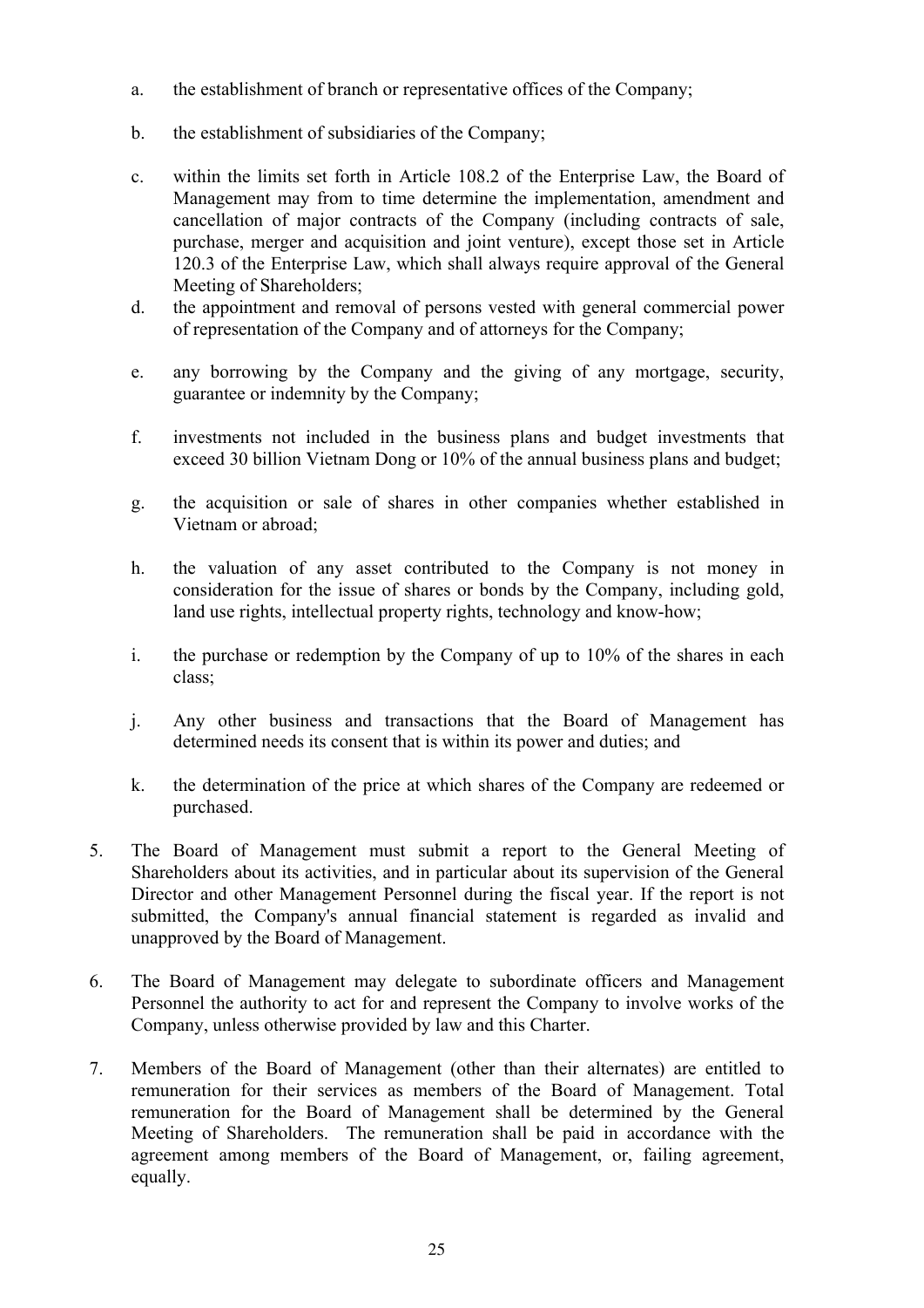a. the establishment of branch or representative offices of the Company;

b. the establishment of subsidiaries of the Company;

c. within the limits set forth in Article 108.2 of the Enterprise Law, the Board of Management may from to time determine the implementation, amendment and cancellation of major contracts of the Company (including contracts of sale, purchase, merger and acquisition and joint venture), except those set in Article 120.3 of the Enterprise Law, which shall always require approval of the General Meeting of Shareholders;

d. the appointment and removal of persons vested with general commercial power of representation of the Company and of attorneys for the Company;

e. any borrowing by the Company and the giving of any mortgage, security, guarantee or indemnity by the Company;

f. investments not included in the business plans and budget investments that exceed 30 billion Vietnam Dong or 10% of the annual business plans and budget;

g. the acquisition or sale of shares in other companies whether established in Vietnam or abroad;

h. the valuation of any asset contributed to the Company is not money in consideration for the issue of shares or bonds by the Company, including gold, land use rights, intellectual property rights, technology and know-how;

i. the purchase or redemption by the Company of up to 10% of the shares in each class;

j. Any other business and transactions that the Board of Management has determined needs its consent that is within its power and duties; and

k. the determination of the price at which shares of the Company are redeemed or purchased.

5. The Board of Management must submit a report to the General Meeting of Shareholders about its activities, and in particular about its supervision of the General Director and other Management Personnel during the fiscal year. If the report is not submitted, the Company's annual financial statement is regarded as invalid and unapproved by the Board of Management.

6. The Board of Management may delegate to subordinate officers and Management Personnel the authority to act for and represent the Company to involve works of the Company, unless otherwise provided by law and this Charter.

7. Members of the Board of Management (other than their alternates) are entitled to remuneration for their services as members of the Board of Management. Total remuneration for the Board of Management shall be determined by the General Meeting of Shareholders. The remuneration shall be paid in accordance with the agreement among members of the Board of Management, or, failing agreement, equally.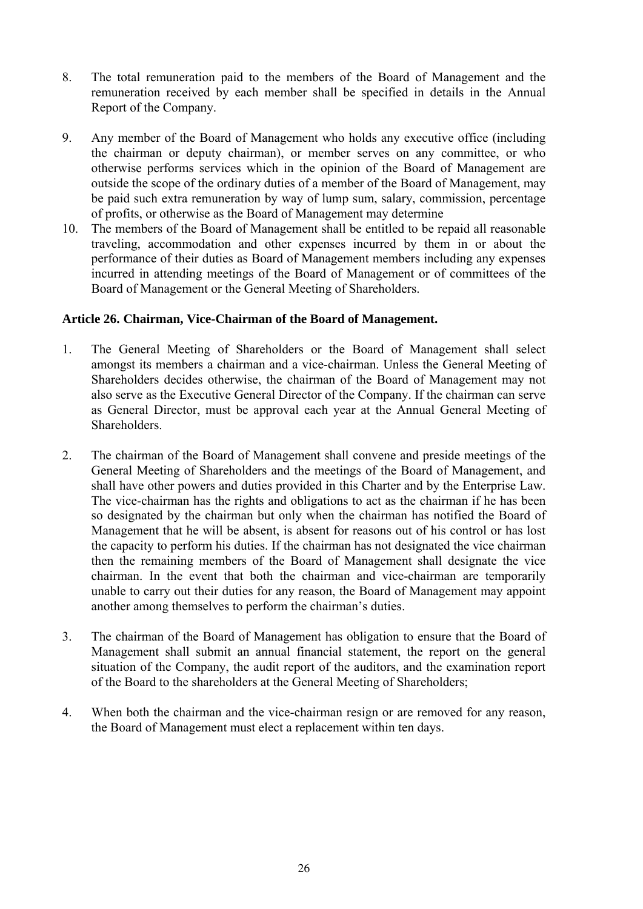8. The total remuneration paid to the members of the Board of Management and the remuneration received by each member shall be specified in details in the Annual Report of the Company.

9. Any member of the Board of Management who holds any executive office (including the chairman or deputy chairman), or member serves on any committee, or who otherwise performs services which in the opinion of the Board of Management are outside the scope of the ordinary duties of a member of the Board of Management, may be paid such extra remuneration by way of lump sum, salary, commission, percentage of profits, or otherwise as the Board of Management may determine

10. The members of the Board of Management shall be entitled to be repaid all reasonable traveling, accommodation and other expenses incurred by them in or about the performance of their duties as Board of Management members including any expenses incurred in attending meetings of the Board of Management or of committees of the Board of Management or the General Meeting of Shareholders.

**Article 26. Chairman, Vice-Chairman of the Board of Management.**

1. The General Meeting of Shareholders or the Board of Management shall select amongst its members a chairman and a vice-chairman. Unless the General Meeting of Shareholders decides otherwise, the chairman of the Board of Management may not also serve as the Executive General Director of the Company. If the chairman can serve as General Director, must be approval each year at the Annual General Meeting of Shareholders.

2. The chairman of the Board of Management shall convene and preside meetings of the General Meeting of Shareholders and the meetings of the Board of Management, and shall have other powers and duties provided in this Charter and by the Enterprise Law. The vice-chairman has the rights and obligations to act as the chairman if he has been so designated by the chairman but only when the chairman has notified the Board of Management that he will be absent, is absent for reasons out of his control or has lost the capacity to perform his duties. If the chairman has not designated the vice chairman then the remaining members of the Board of Management shall designate the vice chairman. In the event that both the chairman and vice-chairman are temporarily unable to carry out their duties for any reason, the Board of Management may appoint another among themselves to perform the chairman's duties.

3. The chairman of the Board of Management has obligation to ensure that the Board of Management shall submit an annual financial statement, the report on the general situation of the Company, the audit report of the auditors, and the examination report of the Board to the shareholders at the General Meeting of Shareholders;

4. When both the chairman and the vice-chairman resign or are removed for any reason, the Board of Management must elect a replacement within ten days.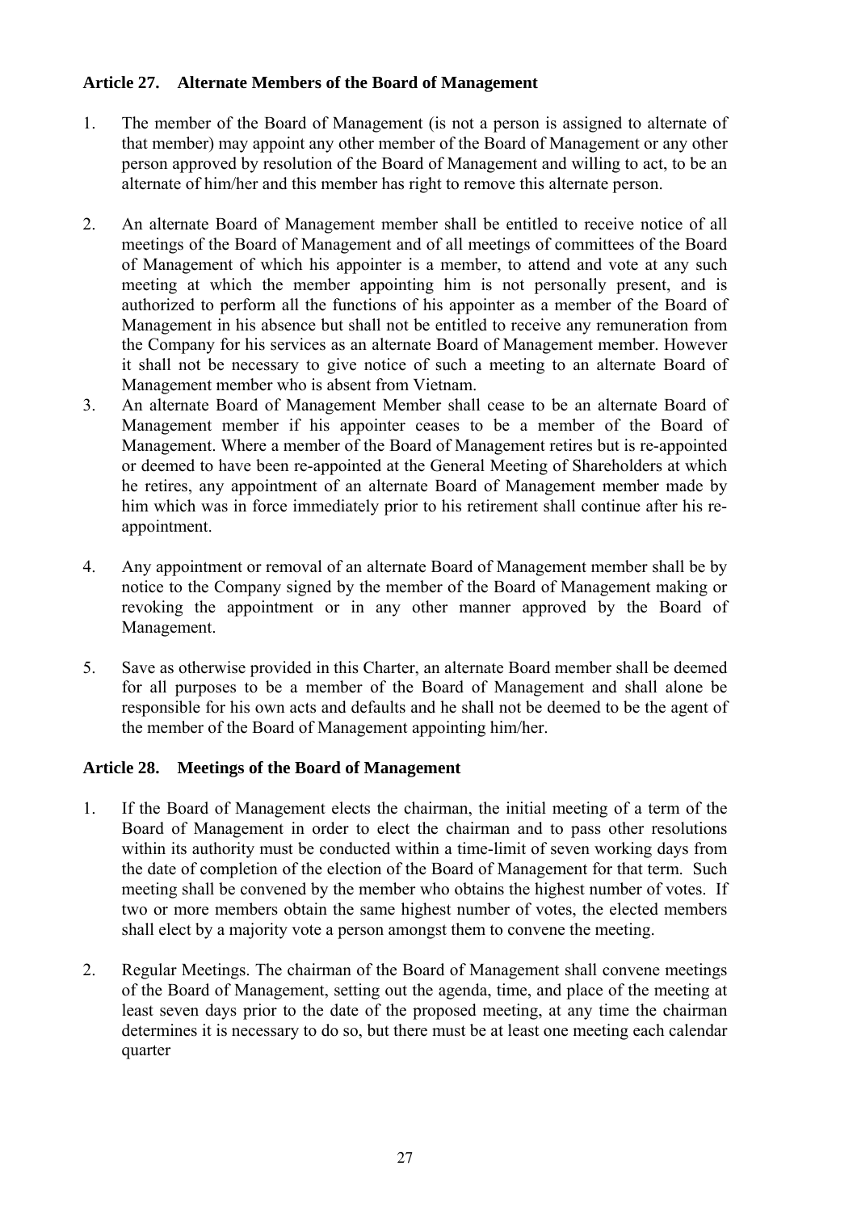### Article 27. Alternate Members of the Board of Management

1. The member of the Board of Management (is not a person is assigned to alternate of that member) may appoint any other member of the Board of Management or any other person approved by resolution of the Board of Management and willing to act, to be an alternate of him/her and this member has right to remove this alternate person.

2. An alternate Board of Management member shall be entitled to receive notice of all meetings of the Board of Management and of all meetings of committees of the Board of Management of which his appointer is a member, to attend and vote at any such meeting at which the member appointing him is not personally present, and is authorized to perform all the functions of his appointer as a member of the Board of Management in his absence but shall not be entitled to receive any remuneration from the Company for his services as an alternate Board of Management member. However it shall not be necessary to give notice of such a meeting to an alternate Board of Management member who is absent from Vietnam.

3. An alternate Board of Management Member shall cease to be an alternate Board of Management member if his appointer ceases to be a member of the Board of Management. Where a member of the Board of Management retires but is re-appointed or deemed to have been re-appointed at the General Meeting of Shareholders at which he retires, any appointment of an alternate Board of Management member made by him which was in force immediately prior to his retirement shall continue after his re-appointment.

4. Any appointment or removal of an alternate Board of Management member shall be by notice to the Company signed by the member of the Board of Management making or revoking the appointment or in any other manner approved by the Board of Management.

5. Save as otherwise provided in this Charter, an alternate Board member shall be deemed for all purposes to be a member of the Board of Management and shall alone be responsible for his own acts and defaults and he shall not be deemed to be the agent of the member of the Board of Management appointing him/her.

### Article 28. Meetings of the Board of Management

1. If the Board of Management elects the chairman, the initial meeting of a term of the Board of Management in order to elect the chairman and to pass other resolutions within its authority must be conducted within a time-limit of seven working days from the date of completion of the election of the Board of Management for that term. Such meeting shall be convened by the member who obtains the highest number of votes. If two or more members obtain the same highest number of votes, the elected members shall elect by a majority vote a person amongst them to convene the meeting.

2. Regular Meetings. The chairman of the Board of Management shall convene meetings of the Board of Management, setting out the agenda, time, and place of the meeting at least seven days prior to the date of the proposed meeting, at any time the chairman determines it is necessary to do so, but there must be at least one meeting each calendar quarter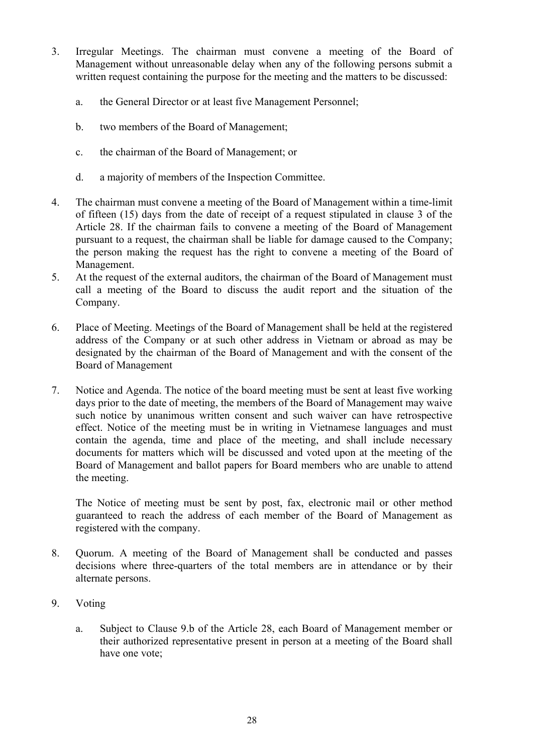3. Irregular Meetings. The chairman must convene a meeting of the Board of Management without unreasonable delay when any of the following persons submit a written request containing the purpose for the meeting and the matters to be discussed:

   a. the General Director or at least five Management Personnel;

   b. two members of the Board of Management;

   c. the chairman of the Board of Management; or

   d. a majority of members of the Inspection Committee.

4. The chairman must convene a meeting of the Board of Management within a time-limit of fifteen (15) days from the date of receipt of a request stipulated in clause 3 of the Article 28. If the chairman fails to convene a meeting of the Board of Management pursuant to a request, the chairman shall be liable for damage caused to the Company; the person making the request has the right to convene a meeting of the Board of Management.

5. At the request of the external auditors, the chairman of the Board of Management must call a meeting of the Board to discuss the audit report and the situation of the Company.

6. Place of Meeting. Meetings of the Board of Management shall be held at the registered address of the Company or at such other address in Vietnam or abroad as may be designated by the chairman of the Board of Management and with the consent of the Board of Management

7. Notice and Agenda. The notice of the board meeting must be sent at least five working days prior to the date of meeting, the members of the Board of Management may waive such notice by unanimous written consent and such waiver can have retrospective effect. Notice of the meeting must be in writing in Vietnamese languages and must contain the agenda, time and place of the meeting, and shall include necessary documents for matters which will be discussed and voted upon at the meeting of the Board of Management and ballot papers for Board members who are unable to attend the meeting.

   The Notice of meeting must be sent by post, fax, electronic mail or other method guaranteed to reach the address of each member of the Board of Management as registered with the company.

8. Quorum. A meeting of the Board of Management shall be conducted and passes decisions where three-quarters of the total members are in attendance or by their alternate persons.

9. Voting

   a. Subject to Clause 9.b of the Article 28, each Board of Management member or their authorized representative present in person at a meeting of the Board shall have one vote;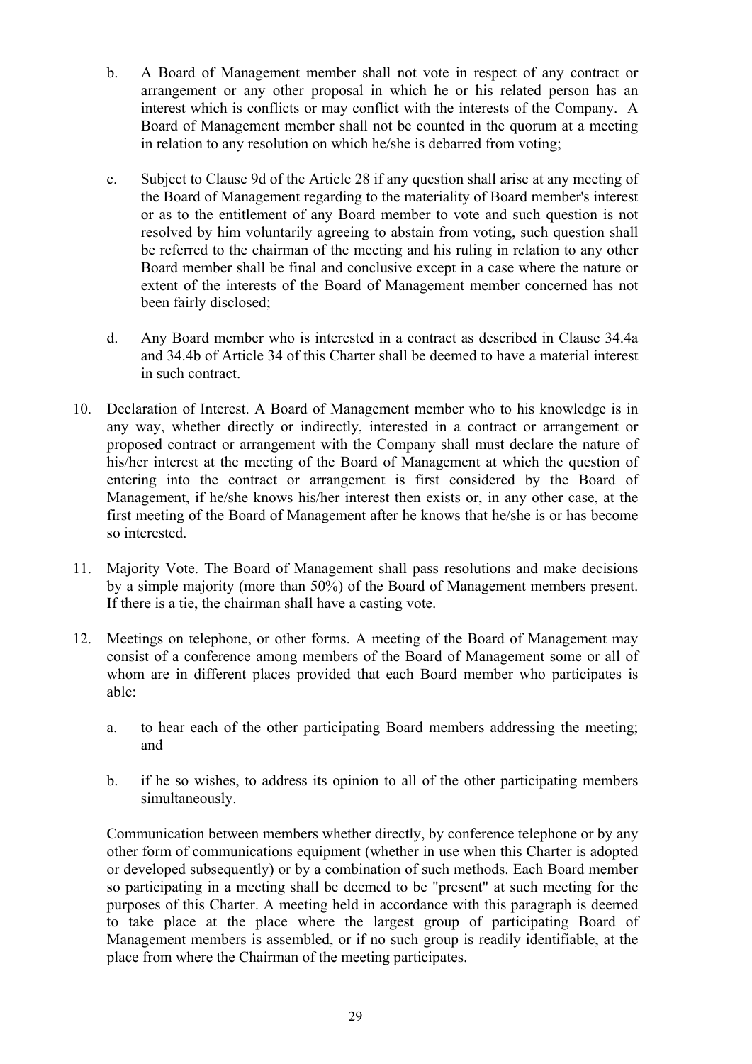b. A Board of Management member shall not vote in respect of any contract or arrangement or any other proposal in which he or his related person has an interest which is conflicts or may conflict with the interests of the Company. A Board of Management member shall not be counted in the quorum at a meeting in relation to any resolution on which he/she is debarred from voting;

c. Subject to Clause 9d of the Article 28 if any question shall arise at any meeting of the Board of Management regarding to the materiality of Board member's interest or as to the entitlement of any Board member to vote and such question is not resolved by him voluntarily agreeing to abstain from voting, such question shall be referred to the chairman of the meeting and his ruling in relation to any other Board member shall be final and conclusive except in a case where the nature or extent of the interests of the Board of Management member concerned has not been fairly disclosed;

d. Any Board member who is interested in a contract as described in Clause 34.4a and 34.4b of Article 34 of this Charter shall be deemed to have a material interest in such contract.

10. Declaration of Interest. A Board of Management member who to his knowledge is in any way, whether directly or indirectly, interested in a contract or arrangement or proposed contract or arrangement with the Company shall must declare the nature of his/her interest at the meeting of the Board of Management at which the question of entering into the contract or arrangement is first considered by the Board of Management, if he/she knows his/her interest then exists or, in any other case, at the first meeting of the Board of Management after he knows that he/she is or has become so interested.

11. Majority Vote. The Board of Management shall pass resolutions and make decisions by a simple majority (more than 50%) of the Board of Management members present. If there is a tie, the chairman shall have a casting vote.

12. Meetings on telephone, or other forms. A meeting of the Board of Management may consist of a conference among members of the Board of Management some or all of whom are in different places provided that each Board member who participates is able:

    a. to hear each of the other participating Board members addressing the meeting; and

    b. if he so wishes, to address its opinion to all of the other participating members simultaneously.

    Communication between members whether directly, by conference telephone or by any other form of communications equipment (whether in use when this Charter is adopted or developed subsequently) or by a combination of such methods. Each Board member so participating in a meeting shall be deemed to be "present" at such meeting for the purposes of this Charter. A meeting held in accordance with this paragraph is deemed to take place at the place where the largest group of participating Board of Management members is assembled, or if no such group is readily identifiable, at the place from where the Chairman of the meeting participates.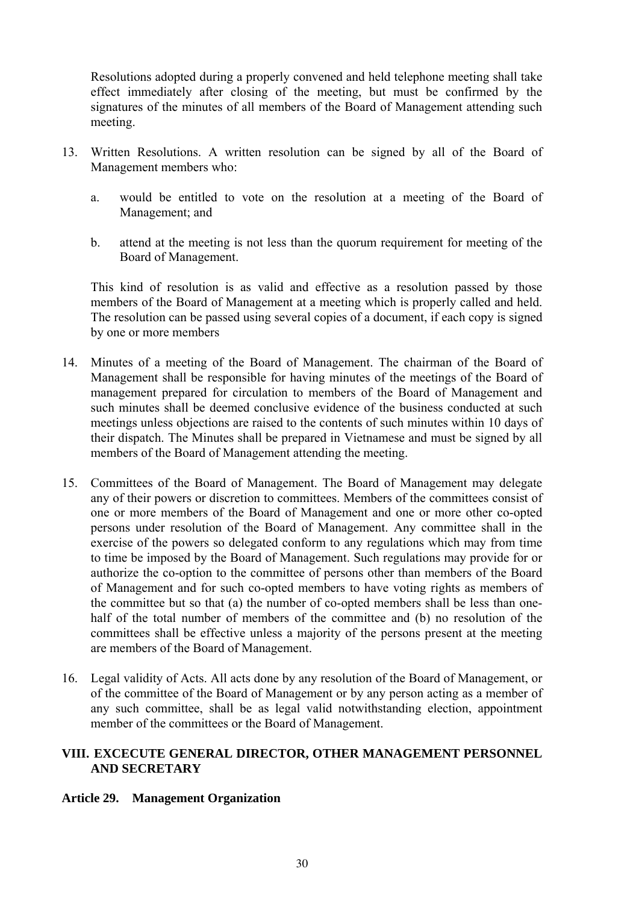Resolutions adopted during a properly convened and held telephone meeting shall take effect immediately after closing of the meeting, but must be confirmed by the signatures of the minutes of all members of the Board of Management attending such meeting.

13. Written Resolutions. A written resolution can be signed by all of the Board of Management members who:

    a. would be entitled to vote on the resolution at a meeting of the Board of Management; and

    b. attend at the meeting is not less than the quorum requirement for meeting of the Board of Management.

    This kind of resolution is as valid and effective as a resolution passed by those members of the Board of Management at a meeting which is properly called and held. The resolution can be passed using several copies of a document, if each copy is signed by one or more members

14. Minutes of a meeting of the Board of Management. The chairman of the Board of Management shall be responsible for having minutes of the meetings of the Board of management prepared for circulation to members of the Board of Management and such minutes shall be deemed conclusive evidence of the business conducted at such meetings unless objections are raised to the contents of such minutes within 10 days of their dispatch. The Minutes shall be prepared in Vietnamese and must be signed by all members of the Board of Management attending the meeting.

15. Committees of the Board of Management. The Board of Management may delegate any of their powers or discretion to committees. Members of the committees consist of one or more members of the Board of Management and one or more other co-opted persons under resolution of the Board of Management. Any committee shall in the exercise of the powers so delegated conform to any regulations which may from time to time be imposed by the Board of Management. Such regulations may provide for or authorize the co-option to the committee of persons other than members of the Board of Management and for such co-opted members to have voting rights as members of the committee but so that (a) the number of co-opted members shall be less than one-half of the total number of members of the committee and (b) no resolution of the committees shall be effective unless a majority of the persons present at the meeting are members of the Board of Management.

16. Legal validity of Acts. All acts done by any resolution of the Board of Management, or of the committee of the Board of Management or by any person acting as a member of any such committee, shall be as legal valid notwithstanding election, appointment member of the committees or the Board of Management.

## VIII. EXCECUTE GENERAL DIRECTOR, OTHER MANAGEMENT PERSONNEL AND SECRETARY

### Article 29. Management Organization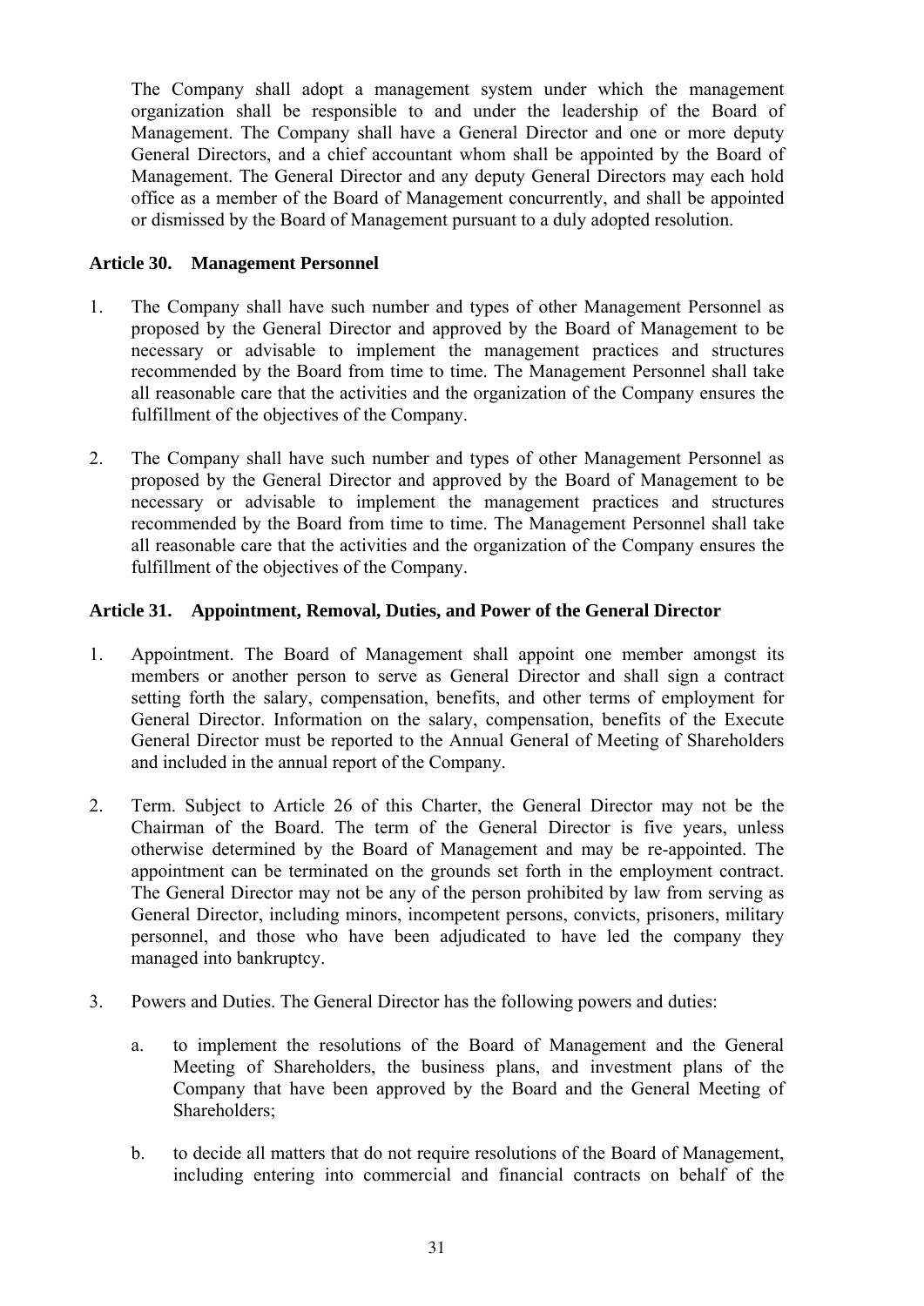The Company shall adopt a management system under which the management organization shall be responsible to and under the leadership of the Board of Management. The Company shall have a General Director and one or more deputy General Directors, and a chief accountant whom shall be appointed by the Board of Management. The General Director and any deputy General Directors may each hold office as a member of the Board of Management concurrently, and shall be appointed or dismissed by the Board of Management pursuant to a duly adopted resolution.

**Article 30. Management Personnel**

1. The Company shall have such number and types of other Management Personnel as proposed by the General Director and approved by the Board of Management to be necessary or advisable to implement the management practices and structures recommended by the Board from time to time. The Management Personnel shall take all reasonable care that the activities and the organization of the Company ensures the fulfillment of the objectives of the Company.

2. The Company shall have such number and types of other Management Personnel as proposed by the General Director and approved by the Board of Management to be necessary or advisable to implement the management practices and structures recommended by the Board from time to time. The Management Personnel shall take all reasonable care that the activities and the organization of the Company ensures the fulfillment of the objectives of the Company.

**Article 31. Appointment, Removal, Duties, and Power of the General Director**

1. Appointment. The Board of Management shall appoint one member amongst its members or another person to serve as General Director and shall sign a contract setting forth the salary, compensation, benefits, and other terms of employment for General Director. Information on the salary, compensation, benefits of the Execute General Director must be reported to the Annual General of Meeting of Shareholders and included in the annual report of the Company.

2. Term. Subject to Article 26 of this Charter, the General Director may not be the Chairman of the Board. The term of the General Director is five years, unless otherwise determined by the Board of Management and may be re-appointed. The appointment can be terminated on the grounds set forth in the employment contract. The General Director may not be any of the person prohibited by law from serving as General Director, including minors, incompetent persons, convicts, prisoners, military personnel, and those who have been adjudicated to have led the company they managed into bankruptcy.

3. Powers and Duties. The General Director has the following powers and duties:

    a. to implement the resolutions of the Board of Management and the General Meeting of Shareholders, the business plans, and investment plans of the Company that have been approved by the Board and the General Meeting of Shareholders;

    b. to decide all matters that do not require resolutions of the Board of Management, including entering into commercial and financial contracts on behalf of the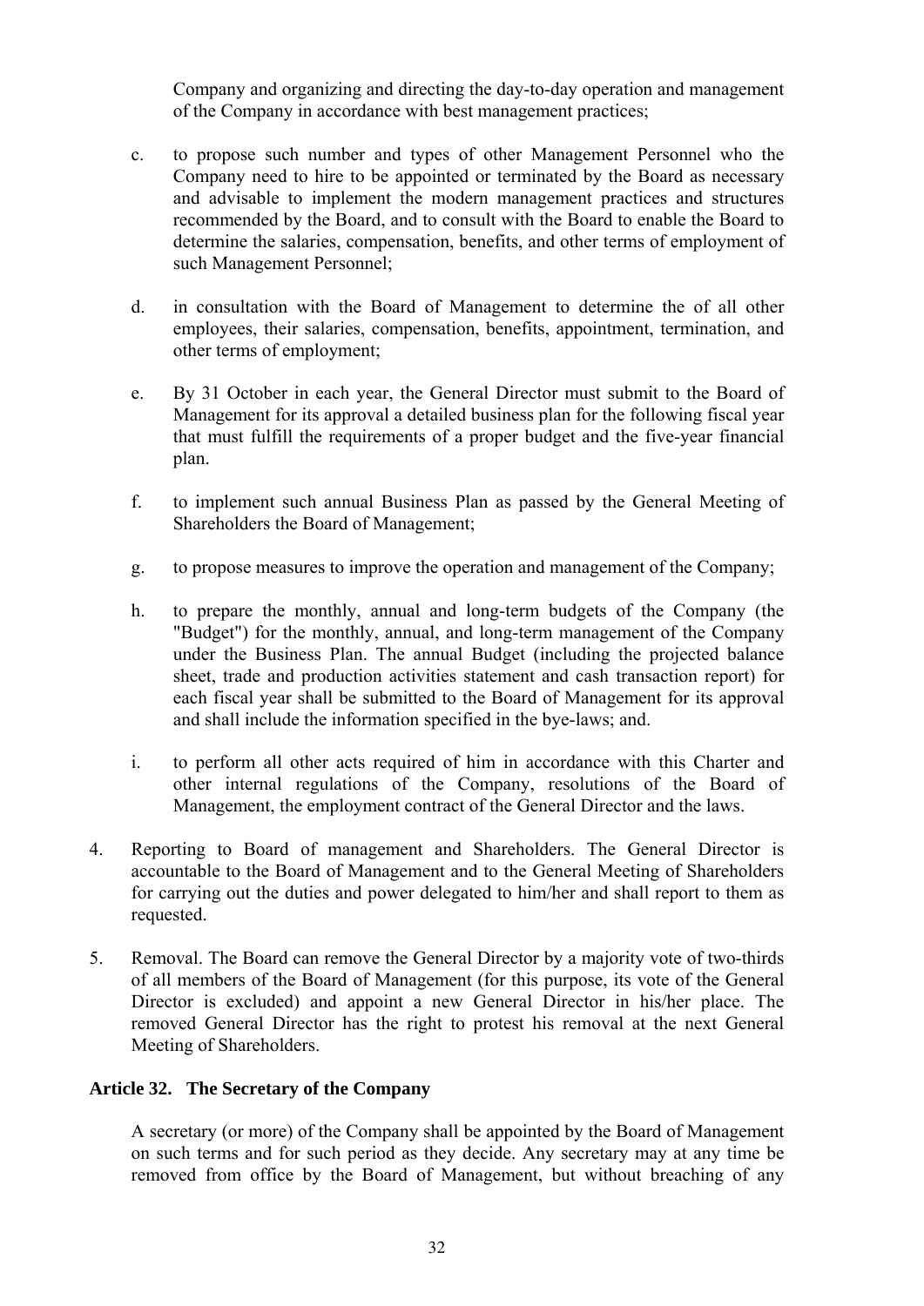Company and organizing and directing the day-to-day operation and management of the Company in accordance with best management practices;

c. to propose such number and types of other Management Personnel who the Company need to hire to be appointed or terminated by the Board as necessary and advisable to implement the modern management practices and structures recommended by the Board, and to consult with the Board to enable the Board to determine the salaries, compensation, benefits, and other terms of employment of such Management Personnel;

d. in consultation with the Board of Management to determine the of all other employees, their salaries, compensation, benefits, appointment, termination, and other terms of employment;

e. By 31 October in each year, the General Director must submit to the Board of Management for its approval a detailed business plan for the following fiscal year that must fulfill the requirements of a proper budget and the five-year financial plan.

f. to implement such annual Business Plan as passed by the General Meeting of Shareholders the Board of Management;

g. to propose measures to improve the operation and management of the Company;

h. to prepare the monthly, annual and long-term budgets of the Company (the "Budget") for the monthly, annual, and long-term management of the Company under the Business Plan. The annual Budget (including the projected balance sheet, trade and production activities statement and cash transaction report) for each fiscal year shall be submitted to the Board of Management for its approval and shall include the information specified in the bye-laws; and.

i. to perform all other acts required of him in accordance with this Charter and other internal regulations of the Company, resolutions of the Board of Management, the employment contract of the General Director and the laws.

4. Reporting to Board of management and Shareholders. The General Director is accountable to the Board of Management and to the General Meeting of Shareholders for carrying out the duties and power delegated to him/her and shall report to them as requested.

5. Removal. The Board can remove the General Director by a majority vote of two-thirds of all members of the Board of Management (for this purpose, its vote of the General Director is excluded) and appoint a new General Director in his/her place. The removed General Director has the right to protest his removal at the next General Meeting of Shareholders.

### Article 32. The Secretary of the Company

A secretary (or more) of the Company shall be appointed by the Board of Management on such terms and for such period as they decide. Any secretary may at any time be removed from office by the Board of Management, but without breaching of any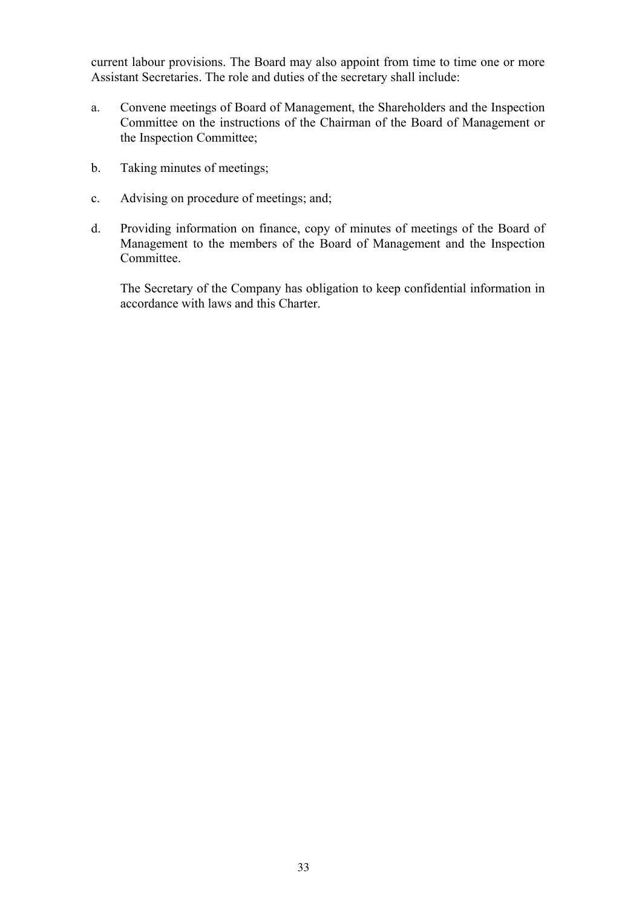current labour provisions. The Board may also appoint from time to time one or more Assistant Secretaries. The role and duties of the secretary shall include:

a. Convene meetings of Board of Management, the Shareholders and the Inspection Committee on the instructions of the Chairman of the Board of Management or the Inspection Committee;

b. Taking minutes of meetings;

c. Advising on procedure of meetings; and;

d. Providing information on finance, copy of minutes of meetings of the Board of Management to the members of the Board of Management and the Inspection Committee.

   The Secretary of the Company has obligation to keep confidential information in accordance with laws and this Charter.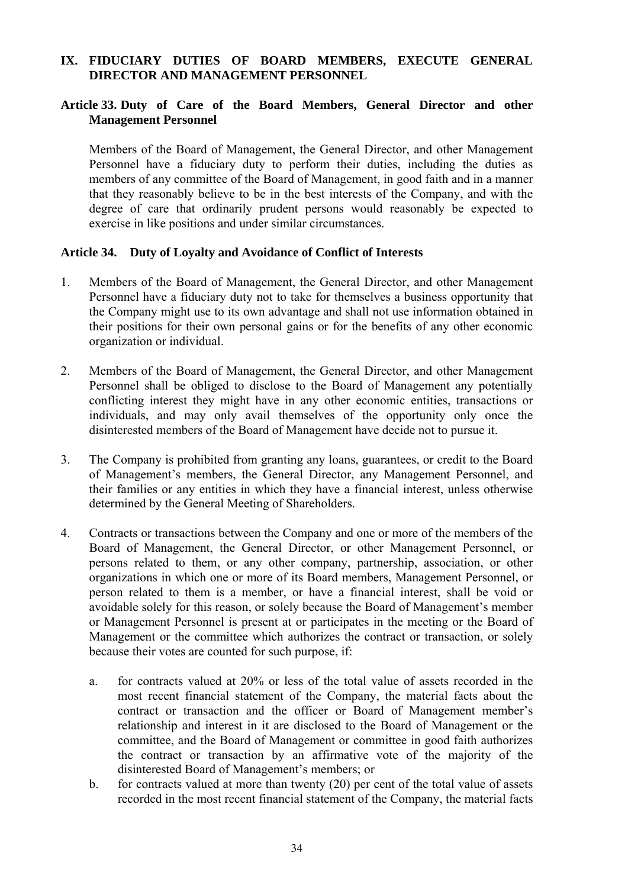## IX. FIDUCIARY DUTIES OF BOARD MEMBERS, EXECUTE GENERAL DIRECTOR AND MANAGEMENT PERSONNEL

### Article 33. Duty of Care of the Board Members, General Director and other Management Personnel

Members of the Board of Management, the General Director, and other Management Personnel have a fiduciary duty to perform their duties, including the duties as members of any committee of the Board of Management, in good faith and in a manner that they reasonably believe to be in the best interests of the Company, and with the degree of care that ordinarily prudent persons would reasonably be expected to exercise in like positions and under similar circumstances.

### Article 34. Duty of Loyalty and Avoidance of Conflict of Interests

1. Members of the Board of Management, the General Director, and other Management Personnel have a fiduciary duty not to take for themselves a business opportunity that the Company might use to its own advantage and shall not use information obtained in their positions for their own personal gains or for the benefits of any other economic organization or individual.

2. Members of the Board of Management, the General Director, and other Management Personnel shall be obliged to disclose to the Board of Management any potentially conflicting interest they might have in any other economic entities, transactions or individuals, and may only avail themselves of the opportunity only once the disinterested members of the Board of Management have decide not to pursue it.

3. The Company is prohibited from granting any loans, guarantees, or credit to the Board of Management's members, the General Director, any Management Personnel, and their families or any entities in which they have a financial interest, unless otherwise determined by the General Meeting of Shareholders.

4. Contracts or transactions between the Company and one or more of the members of the Board of Management, the General Director, or other Management Personnel, or persons related to them, or any other company, partnership, association, or other organizations in which one or more of its Board members, Management Personnel, or person related to them is a member, or have a financial interest, shall be void or avoidable solely for this reason, or solely because the Board of Management's member or Management Personnel is present at or participates in the meeting or the Board of Management or the committee which authorizes the contract or transaction, or solely because their votes are counted for such purpose, if:

   a. for contracts valued at 20% or less of the total value of assets recorded in the most recent financial statement of the Company, the material facts about the contract or transaction and the officer or Board of Management member's relationship and interest in it are disclosed to the Board of Management or the committee, and the Board of Management or committee in good faith authorizes the contract or transaction by an affirmative vote of the majority of the disinterested Board of Management's members; or

   b. for contracts valued at more than twenty (20) per cent of the total value of assets recorded in the most recent financial statement of the Company, the material facts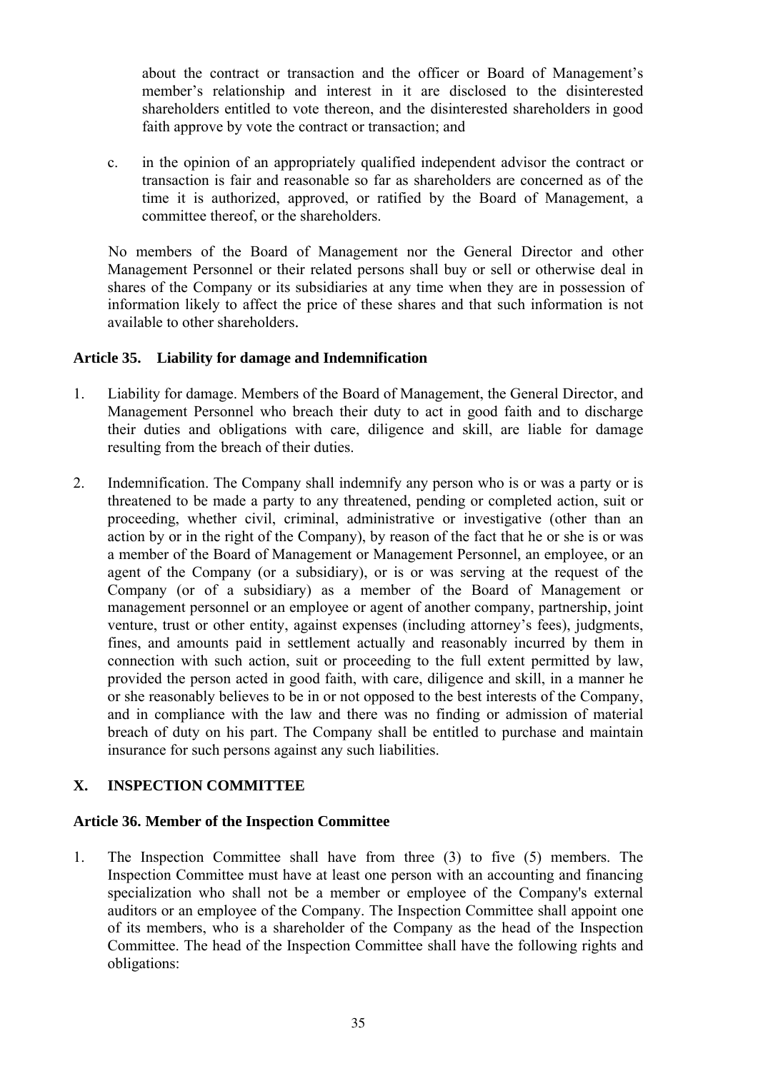about the contract or transaction and the officer or Board of Management's member's relationship and interest in it are disclosed to the disinterested shareholders entitled to vote thereon, and the disinterested shareholders in good faith approve by vote the contract or transaction; and

c. in the opinion of an appropriately qualified independent advisor the contract or transaction is fair and reasonable so far as shareholders are concerned as of the time it is authorized, approved, or ratified by the Board of Management, a committee thereof, or the shareholders.

No members of the Board of Management nor the General Director and other Management Personnel or their related persons shall buy or sell or otherwise deal in shares of the Company or its subsidiaries at any time when they are in possession of information likely to affect the price of these shares and that such information is not available to other shareholders.

### Article 35. Liability for damage and Indemnification

1. Liability for damage. Members of the Board of Management, the General Director, and Management Personnel who breach their duty to act in good faith and to discharge their duties and obligations with care, diligence and skill, are liable for damage resulting from the breach of their duties.

2. Indemnification. The Company shall indemnify any person who is or was a party or is threatened to be made a party to any threatened, pending or completed action, suit or proceeding, whether civil, criminal, administrative or investigative (other than an action by or in the right of the Company), by reason of the fact that he or she is or was a member of the Board of Management or Management Personnel, an employee, or an agent of the Company (or a subsidiary), or is or was serving at the request of the Company (or of a subsidiary) as a member of the Board of Management or management personnel or an employee or agent of another company, partnership, joint venture, trust or other entity, against expenses (including attorney's fees), judgments, fines, and amounts paid in settlement actually and reasonably incurred by them in connection with such action, suit or proceeding to the full extent permitted by law, provided the person acted in good faith, with care, diligence and skill, in a manner he or she reasonably believes to be in or not opposed to the best interests of the Company, and in compliance with the law and there was no finding or admission of material breach of duty on his part. The Company shall be entitled to purchase and maintain insurance for such persons against any such liabilities.

## X. INSPECTION COMMITTEE

### Article 36. Member of the Inspection Committee

1. The Inspection Committee shall have from three (3) to five (5) members. The Inspection Committee must have at least one person with an accounting and financing specialization who shall not be a member or employee of the Company's external auditors or an employee of the Company. The Inspection Committee shall appoint one of its members, who is a shareholder of the Company as the head of the Inspection Committee. The head of the Inspection Committee shall have the following rights and obligations: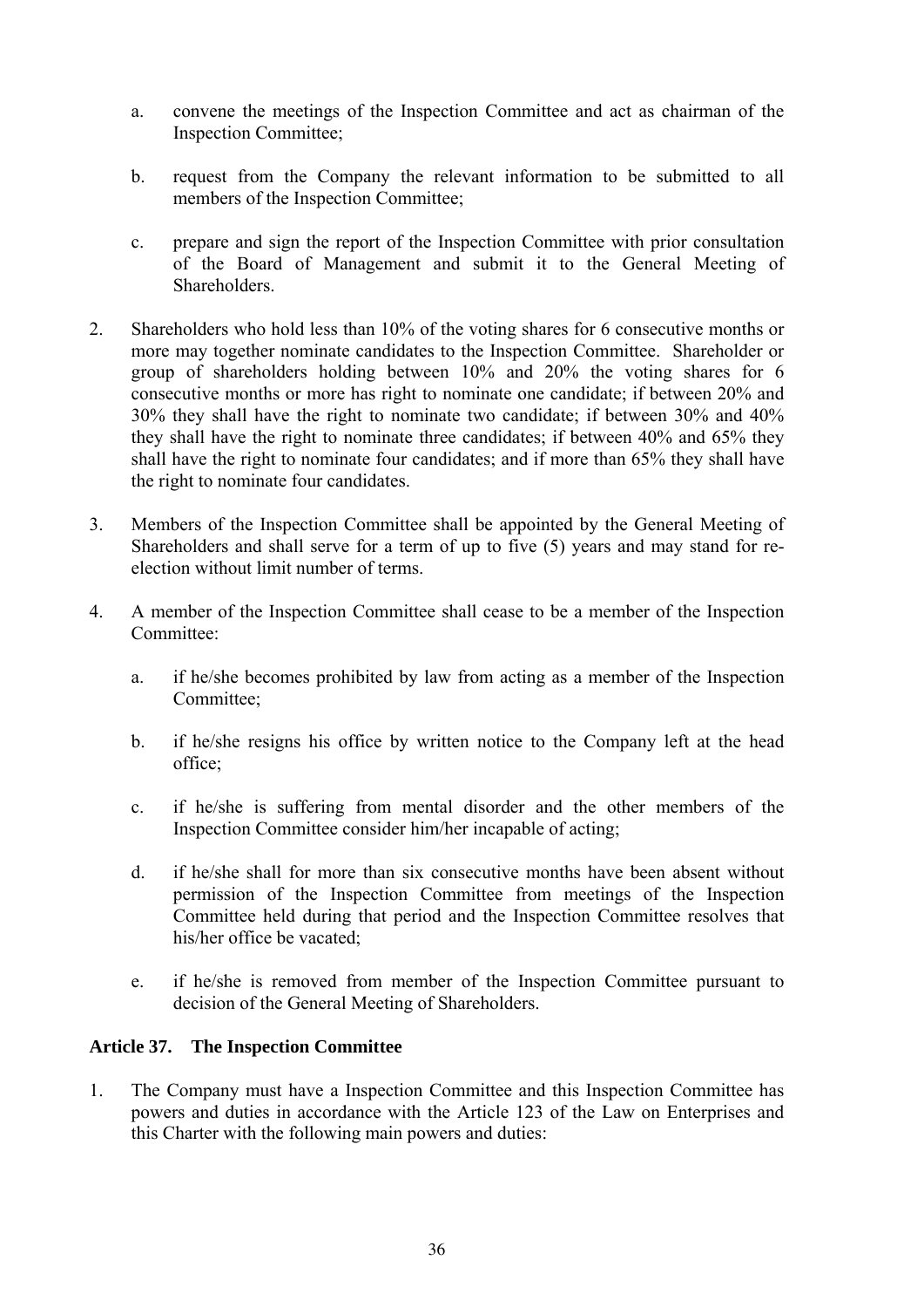a. convene the meetings of the Inspection Committee and act as chairman of the Inspection Committee;

b. request from the Company the relevant information to be submitted to all members of the Inspection Committee;

c. prepare and sign the report of the Inspection Committee with prior consultation of the Board of Management and submit it to the General Meeting of Shareholders.

2. Shareholders who hold less than 10% of the voting shares for 6 consecutive months or more may together nominate candidates to the Inspection Committee. Shareholder or group of shareholders holding between 10% and 20% the voting shares for 6 consecutive months or more has right to nominate one candidate; if between 20% and 30% they shall have the right to nominate two candidate; if between 30% and 40% they shall have the right to nominate three candidates; if between 40% and 65% they shall have the right to nominate four candidates; and if more than 65% they shall have the right to nominate four candidates.

3. Members of the Inspection Committee shall be appointed by the General Meeting of Shareholders and shall serve for a term of up to five (5) years and may stand for re-election without limit number of terms.

4. A member of the Inspection Committee shall cease to be a member of the Inspection Committee:

   a. if he/she becomes prohibited by law from acting as a member of the Inspection Committee;

   b. if he/she resigns his office by written notice to the Company left at the head office;

   c. if he/she is suffering from mental disorder and the other members of the Inspection Committee consider him/her incapable of acting;

   d. if he/she shall for more than six consecutive months have been absent without permission of the Inspection Committee from meetings of the Inspection Committee held during that period and the Inspection Committee resolves that his/her office be vacated;

   e. if he/she is removed from member of the Inspection Committee pursuant to decision of the General Meeting of Shareholders.

**Article 37. The Inspection Committee**

1. The Company must have a Inspection Committee and this Inspection Committee has powers and duties in accordance with the Article 123 of the Law on Enterprises and this Charter with the following main powers and duties: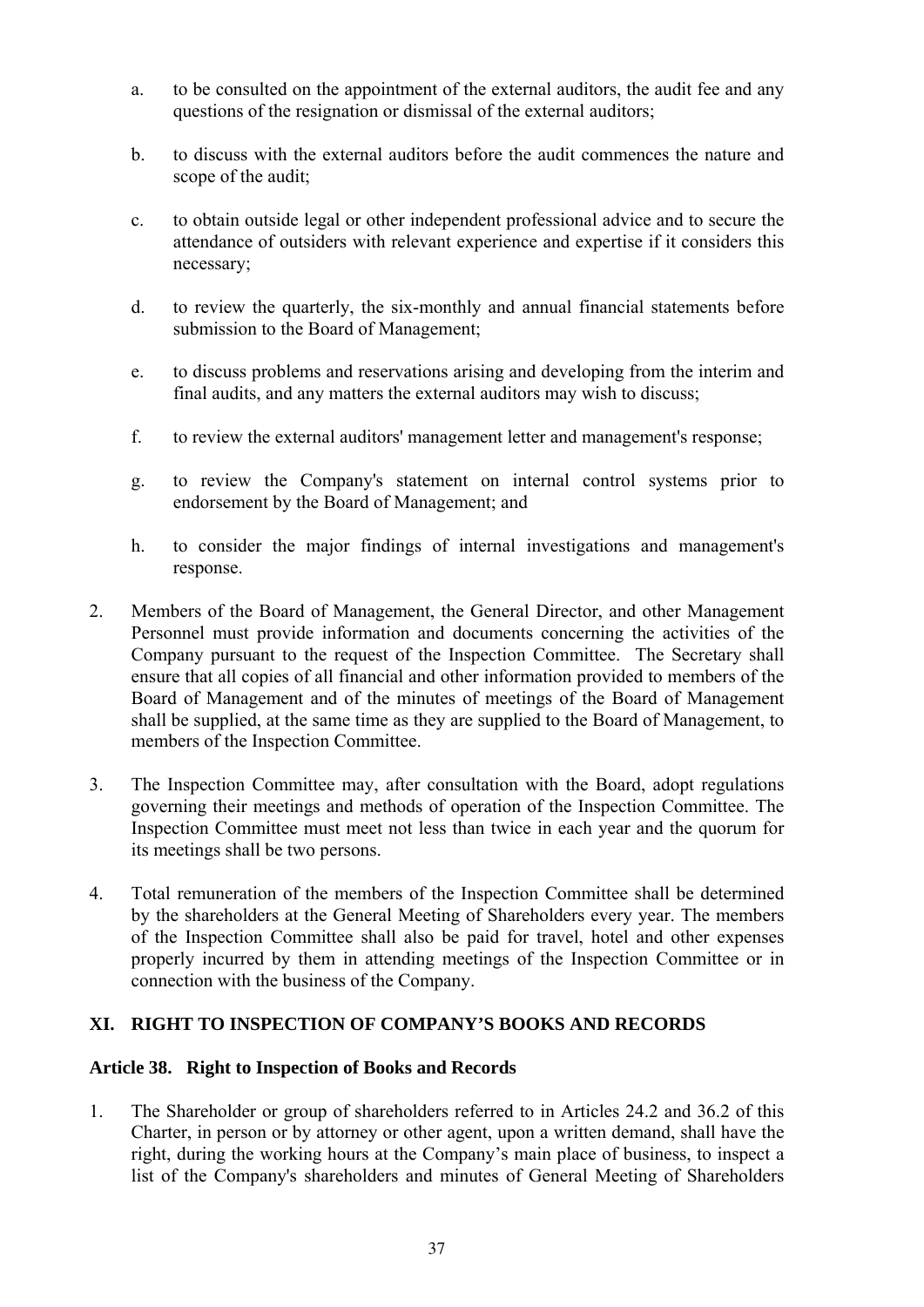a. to be consulted on the appointment of the external auditors, the audit fee and any questions of the resignation or dismissal of the external auditors;

b. to discuss with the external auditors before the audit commences the nature and scope of the audit;

c. to obtain outside legal or other independent professional advice and to secure the attendance of outsiders with relevant experience and expertise if it considers this necessary;

d. to review the quarterly, the six-monthly and annual financial statements before submission to the Board of Management;

e. to discuss problems and reservations arising and developing from the interim and final audits, and any matters the external auditors may wish to discuss;

f. to review the external auditors' management letter and management's response;

g. to review the Company's statement on internal control systems prior to endorsement by the Board of Management; and

h. to consider the major findings of internal investigations and management's response.

2. Members of the Board of Management, the General Director, and other Management Personnel must provide information and documents concerning the activities of the Company pursuant to the request of the Inspection Committee. The Secretary shall ensure that all copies of all financial and other information provided to members of the Board of Management and of the minutes of meetings of the Board of Management shall be supplied, at the same time as they are supplied to the Board of Management, to members of the Inspection Committee.

3. The Inspection Committee may, after consultation with the Board, adopt regulations governing their meetings and methods of operation of the Inspection Committee. The Inspection Committee must meet not less than twice in each year and the quorum for its meetings shall be two persons.

4. Total remuneration of the members of the Inspection Committee shall be determined by the shareholders at the General Meeting of Shareholders every year. The members of the Inspection Committee shall also be paid for travel, hotel and other expenses properly incurred by them in attending meetings of the Inspection Committee or in connection with the business of the Company.

## XI. RIGHT TO INSPECTION OF COMPANY'S BOOKS AND RECORDS

### Article 38. Right to Inspection of Books and Records

1. The Shareholder or group of shareholders referred to in Articles 24.2 and 36.2 of this Charter, in person or by attorney or other agent, upon a written demand, shall have the right, during the working hours at the Company's main place of business, to inspect a list of the Company's shareholders and minutes of General Meeting of Shareholders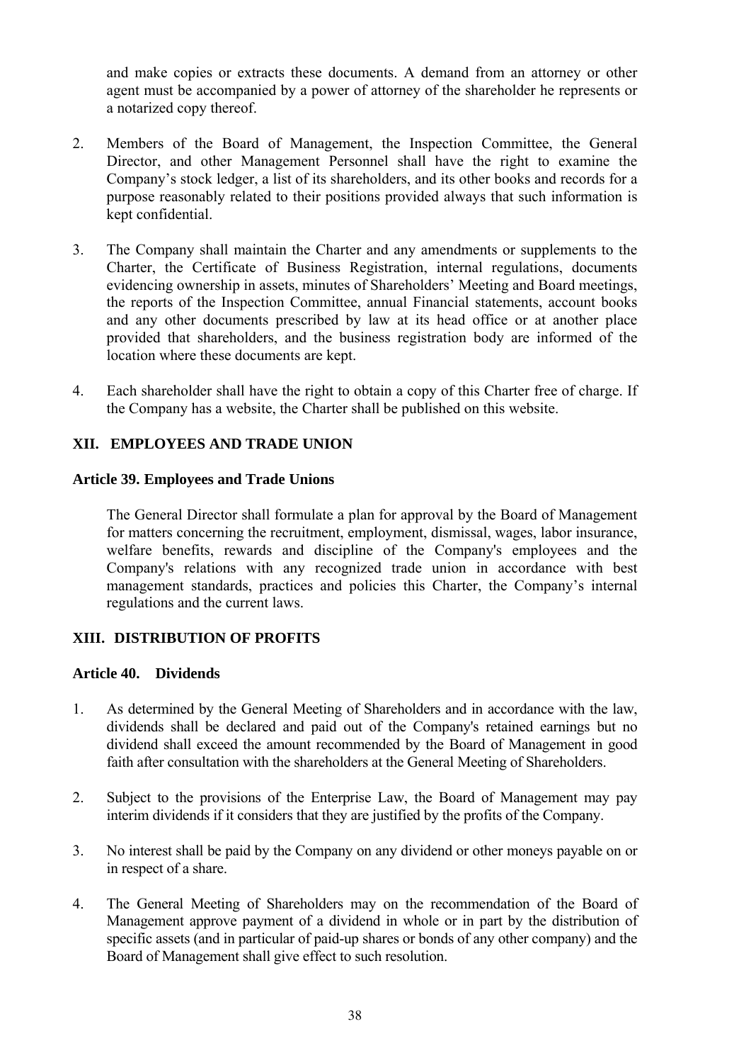and make copies or extracts these documents. A demand from an attorney or other agent must be accompanied by a power of attorney of the shareholder he represents or a notarized copy thereof.

2. Members of the Board of Management, the Inspection Committee, the General Director, and other Management Personnel shall have the right to examine the Company's stock ledger, a list of its shareholders, and its other books and records for a purpose reasonably related to their positions provided always that such information is kept confidential.

3. The Company shall maintain the Charter and any amendments or supplements to the Charter, the Certificate of Business Registration, internal regulations, documents evidencing ownership in assets, minutes of Shareholders' Meeting and Board meetings, the reports of the Inspection Committee, annual Financial statements, account books and any other documents prescribed by law at its head office or at another place provided that shareholders, and the business registration body are informed of the location where these documents are kept.

4. Each shareholder shall have the right to obtain a copy of this Charter free of charge. If the Company has a website, the Charter shall be published on this website.

## XII. EMPLOYEES AND TRADE UNION

### Article 39. Employees and Trade Unions

The General Director shall formulate a plan for approval by the Board of Management for matters concerning the recruitment, employment, dismissal, wages, labor insurance, welfare benefits, rewards and discipline of the Company's employees and the Company's relations with any recognized trade union in accordance with best management standards, practices and policies this Charter, the Company's internal regulations and the current laws.

## XIII. DISTRIBUTION OF PROFITS

### Article 40. Dividends

1. As determined by the General Meeting of Shareholders and in accordance with the law, dividends shall be declared and paid out of the Company's retained earnings but no dividend shall exceed the amount recommended by the Board of Management in good faith after consultation with the shareholders at the General Meeting of Shareholders.

2. Subject to the provisions of the Enterprise Law, the Board of Management may pay interim dividends if it considers that they are justified by the profits of the Company.

3. No interest shall be paid by the Company on any dividend or other moneys payable on or in respect of a share.

4. The General Meeting of Shareholders may on the recommendation of the Board of Management approve payment of a dividend in whole or in part by the distribution of specific assets (and in particular of paid-up shares or bonds of any other company) and the Board of Management shall give effect to such resolution.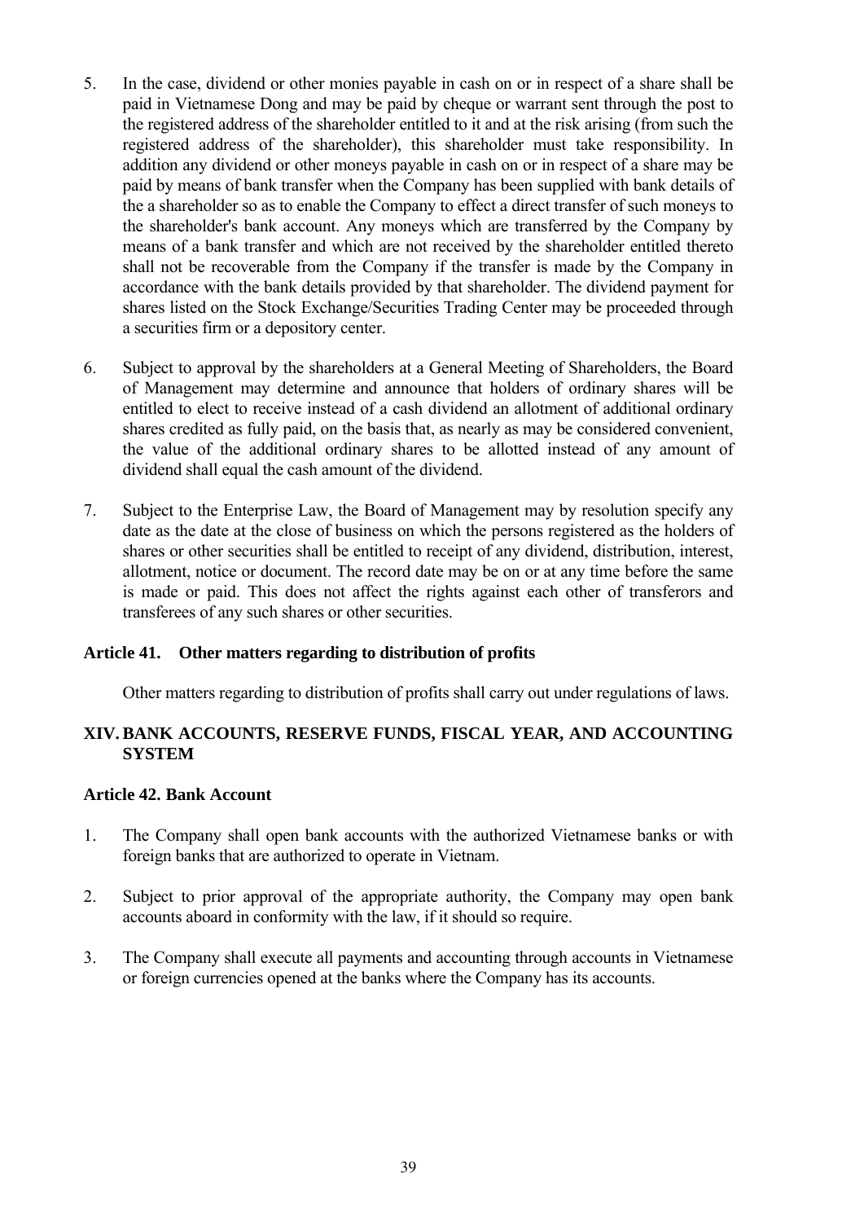5. In the case, dividend or other monies payable in cash on or in respect of a share shall be paid in Vietnamese Dong and may be paid by cheque or warrant sent through the post to the registered address of the shareholder entitled to it and at the risk arising (from such the registered address of the shareholder), this shareholder must take responsibility. In addition any dividend or other moneys payable in cash on or in respect of a share may be paid by means of bank transfer when the Company has been supplied with bank details of the a shareholder so as to enable the Company to effect a direct transfer of such moneys to the shareholder's bank account. Any moneys which are transferred by the Company by means of a bank transfer and which are not received by the shareholder entitled thereto shall not be recoverable from the Company if the transfer is made by the Company in accordance with the bank details provided by that shareholder. The dividend payment for shares listed on the Stock Exchange/Securities Trading Center may be proceeded through a securities firm or a depository center.

6. Subject to approval by the shareholders at a General Meeting of Shareholders, the Board of Management may determine and announce that holders of ordinary shares will be entitled to elect to receive instead of a cash dividend an allotment of additional ordinary shares credited as fully paid, on the basis that, as nearly as may be considered convenient, the value of the additional ordinary shares to be allotted instead of any amount of dividend shall equal the cash amount of the dividend.

7. Subject to the Enterprise Law, the Board of Management may by resolution specify any date as the date at the close of business on which the persons registered as the holders of shares or other securities shall be entitled to receipt of any dividend, distribution, interest, allotment, notice or document. The record date may be on or at any time before the same is made or paid. This does not affect the rights against each other of transferors and transferees of any such shares or other securities.

### Article 41. Other matters regarding to distribution of profits

Other matters regarding to distribution of profits shall carry out under regulations of laws.

## XIV. BANK ACCOUNTS, RESERVE FUNDS, FISCAL YEAR, AND ACCOUNTING SYSTEM

### Article 42. Bank Account

1. The Company shall open bank accounts with the authorized Vietnamese banks or with foreign banks that are authorized to operate in Vietnam.

2. Subject to prior approval of the appropriate authority, the Company may open bank accounts aboard in conformity with the law, if it should so require.

3. The Company shall execute all payments and accounting through accounts in Vietnamese or foreign currencies opened at the banks where the Company has its accounts.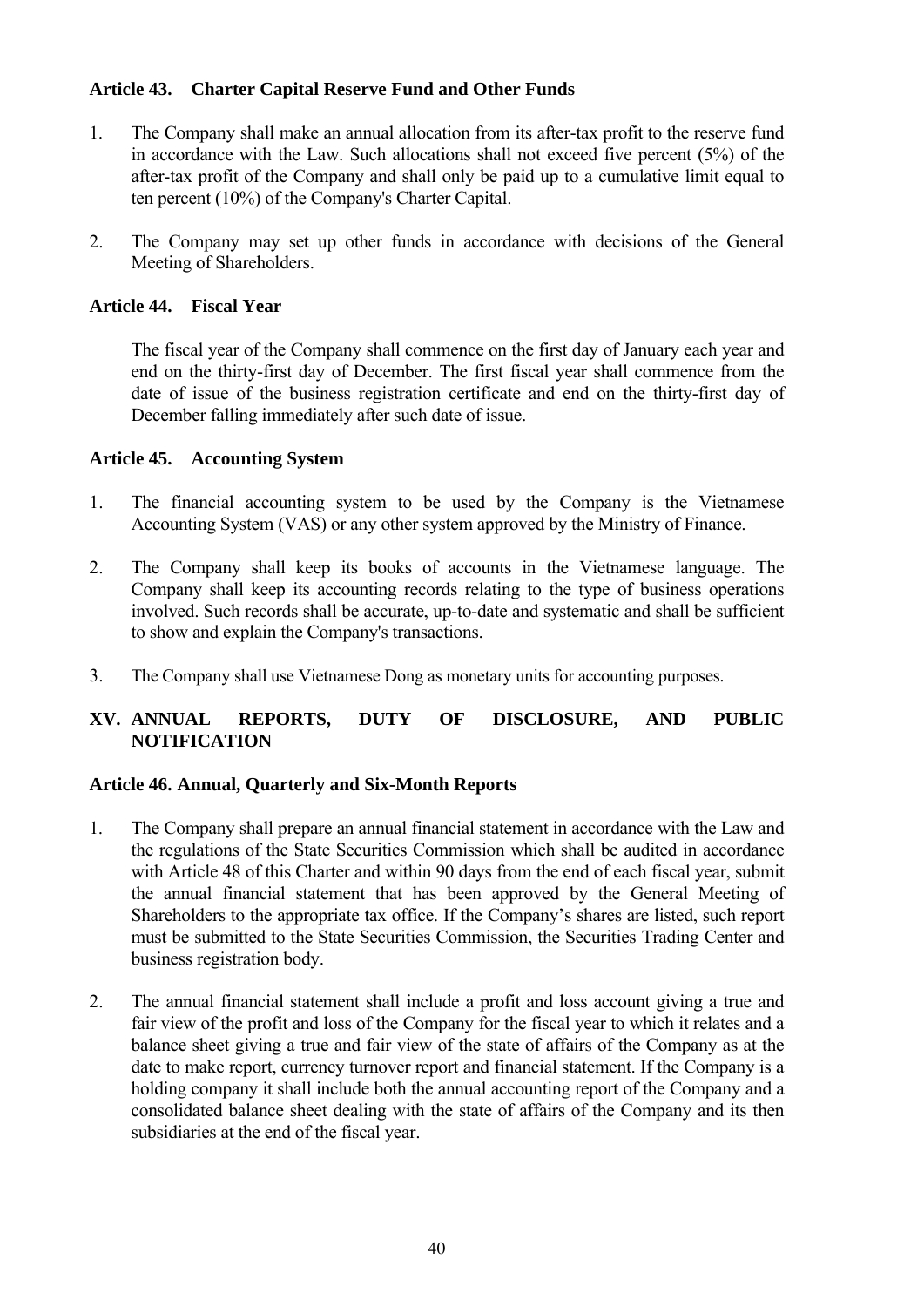### Article 43. Charter Capital Reserve Fund and Other Funds

1. The Company shall make an annual allocation from its after-tax profit to the reserve fund in accordance with the Law. Such allocations shall not exceed five percent (5%) of the after-tax profit of the Company and shall only be paid up to a cumulative limit equal to ten percent (10%) of the Company's Charter Capital.

2. The Company may set up other funds in accordance with decisions of the General Meeting of Shareholders.

### Article 44. Fiscal Year

The fiscal year of the Company shall commence on the first day of January each year and end on the thirty-first day of December. The first fiscal year shall commence from the date of issue of the business registration certificate and end on the thirty-first day of December falling immediately after such date of issue.

### Article 45. Accounting System

1. The financial accounting system to be used by the Company is the Vietnamese Accounting System (VAS) or any other system approved by the Ministry of Finance.

2. The Company shall keep its books of accounts in the Vietnamese language. The Company shall keep its accounting records relating to the type of business operations involved. Such records shall be accurate, up-to-date and systematic and shall be sufficient to show and explain the Company's transactions.

3. The Company shall use Vietnamese Dong as monetary units for accounting purposes.

## XV. ANNUAL REPORTS, DUTY OF DISCLOSURE, AND PUBLIC NOTIFICATION

### Article 46. Annual, Quarterly and Six-Month Reports

1. The Company shall prepare an annual financial statement in accordance with the Law and the regulations of the State Securities Commission which shall be audited in accordance with Article 48 of this Charter and within 90 days from the end of each fiscal year, submit the annual financial statement that has been approved by the General Meeting of Shareholders to the appropriate tax office. If the Company's shares are listed, such report must be submitted to the State Securities Commission, the Securities Trading Center and business registration body.

2. The annual financial statement shall include a profit and loss account giving a true and fair view of the profit and loss of the Company for the fiscal year to which it relates and a balance sheet giving a true and fair view of the state of affairs of the Company as at the date to make report, currency turnover report and financial statement. If the Company is a holding company it shall include both the annual accounting report of the Company and a consolidated balance sheet dealing with the state of affairs of the Company and its then subsidiaries at the end of the fiscal year.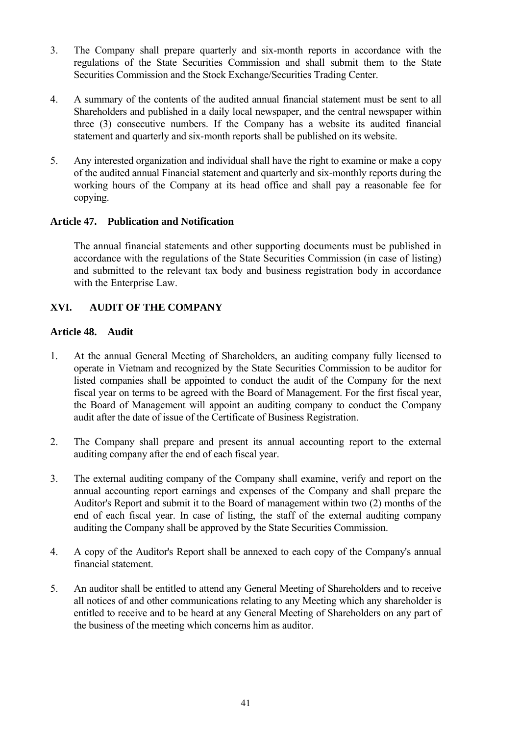3. The Company shall prepare quarterly and six-month reports in accordance with the regulations of the State Securities Commission and shall submit them to the State Securities Commission and the Stock Exchange/Securities Trading Center.

4. A summary of the contents of the audited annual financial statement must be sent to all Shareholders and published in a daily local newspaper, and the central newspaper within three (3) consecutive numbers. If the Company has a website its audited financial statement and quarterly and six-month reports shall be published on its website.

5. Any interested organization and individual shall have the right to examine or make a copy of the audited annual Financial statement and quarterly and six-monthly reports during the working hours of the Company at its head office and shall pay a reasonable fee for copying.

### Article 47. Publication and Notification

The annual financial statements and other supporting documents must be published in accordance with the regulations of the State Securities Commission (in case of listing) and submitted to the relevant tax body and business registration body in accordance with the Enterprise Law.

## XVI. AUDIT OF THE COMPANY

### Article 48. Audit

1. At the annual General Meeting of Shareholders, an auditing company fully licensed to operate in Vietnam and recognized by the State Securities Commission to be auditor for listed companies shall be appointed to conduct the audit of the Company for the next fiscal year on terms to be agreed with the Board of Management. For the first fiscal year, the Board of Management will appoint an auditing company to conduct the Company audit after the date of issue of the Certificate of Business Registration.

2. The Company shall prepare and present its annual accounting report to the external auditing company after the end of each fiscal year.

3. The external auditing company of the Company shall examine, verify and report on the annual accounting report earnings and expenses of the Company and shall prepare the Auditor's Report and submit it to the Board of management within two (2) months of the end of each fiscal year. In case of listing, the staff of the external auditing company auditing the Company shall be approved by the State Securities Commission.

4. A copy of the Auditor's Report shall be annexed to each copy of the Company's annual financial statement.

5. An auditor shall be entitled to attend any General Meeting of Shareholders and to receive all notices of and other communications relating to any Meeting which any shareholder is entitled to receive and to be heard at any General Meeting of Shareholders on any part of the business of the meeting which concerns him as auditor.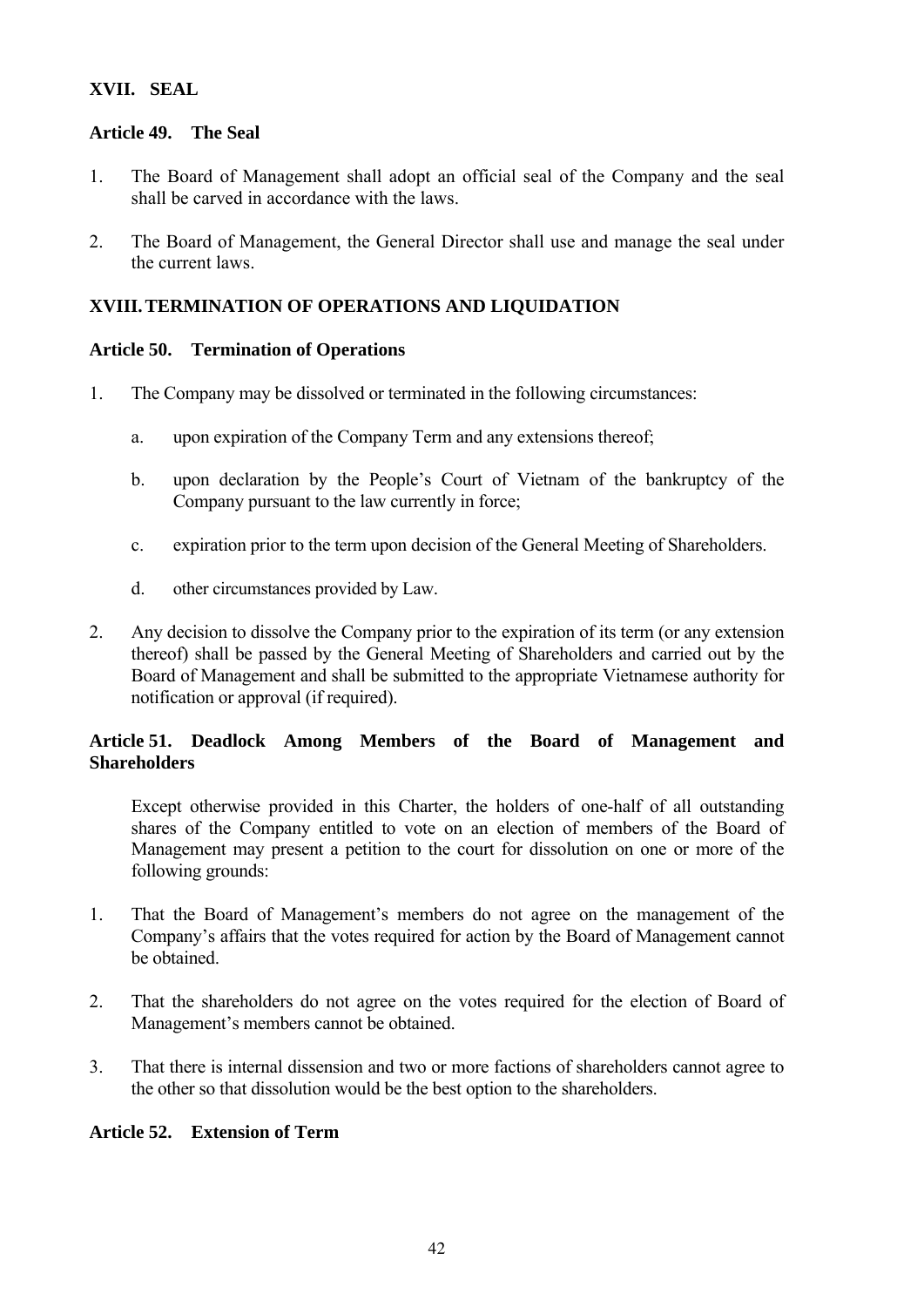## XVII. SEAL

### Article 49. The Seal

1. The Board of Management shall adopt an official seal of the Company and the seal shall be carved in accordance with the laws.

2. The Board of Management, the General Director shall use and manage the seal under the current laws.

## XVIII. TERMINATION OF OPERATIONS AND LIQUIDATION

### Article 50. Termination of Operations

1. The Company may be dissolved or terminated in the following circumstances:

   a. upon expiration of the Company Term and any extensions thereof;

   b. upon declaration by the People's Court of Vietnam of the bankruptcy of the Company pursuant to the law currently in force;

   c. expiration prior to the term upon decision of the General Meeting of Shareholders.

   d. other circumstances provided by Law.

2. Any decision to dissolve the Company prior to the expiration of its term (or any extension thereof) shall be passed by the General Meeting of Shareholders and carried out by the Board of Management and shall be submitted to the appropriate Vietnamese authority for notification or approval (if required).

### Article 51. Deadlock Among Members of the Board of Management and Shareholders

Except otherwise provided in this Charter, the holders of one-half of all outstanding shares of the Company entitled to vote on an election of members of the Board of Management may present a petition to the court for dissolution on one or more of the following grounds:

1. That the Board of Management's members do not agree on the management of the Company's affairs that the votes required for action by the Board of Management cannot be obtained.

2. That the shareholders do not agree on the votes required for the election of Board of Management's members cannot be obtained.

3. That there is internal dissension and two or more factions of shareholders cannot agree to the other so that dissolution would be the best option to the shareholders.

### Article 52. Extension of Term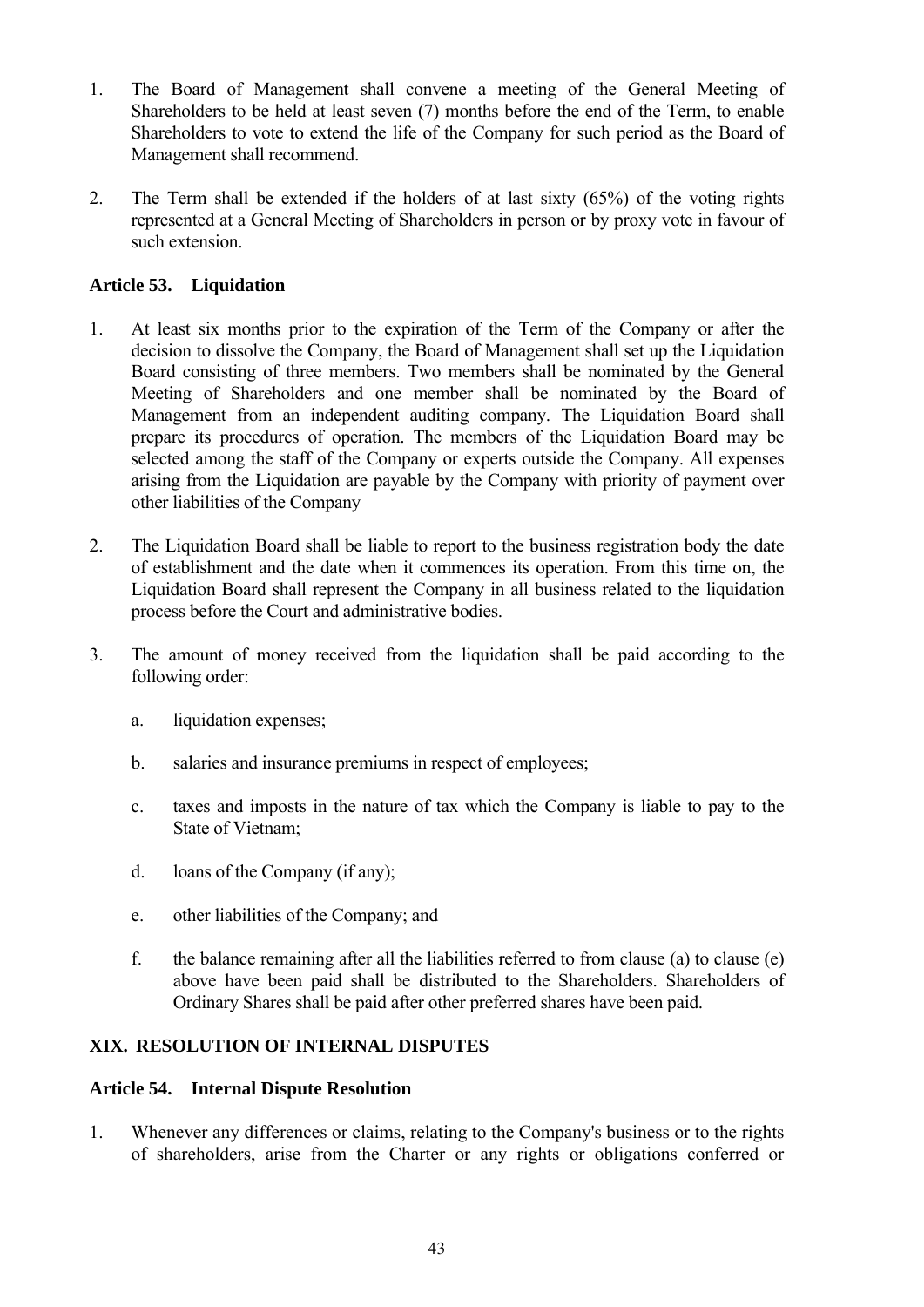1. The Board of Management shall convene a meeting of the General Meeting of Shareholders to be held at least seven (7) months before the end of the Term, to enable Shareholders to vote to extend the life of the Company for such period as the Board of Management shall recommend.

2. The Term shall be extended if the holders of at last sixty (65%) of the voting rights represented at a General Meeting of Shareholders in person or by proxy vote in favour of such extension.

### Article 53. Liquidation

1. At least six months prior to the expiration of the Term of the Company or after the decision to dissolve the Company, the Board of Management shall set up the Liquidation Board consisting of three members. Two members shall be nominated by the General Meeting of Shareholders and one member shall be nominated by the Board of Management from an independent auditing company. The Liquidation Board shall prepare its procedures of operation. The members of the Liquidation Board may be selected among the staff of the Company or experts outside the Company. All expenses arising from the Liquidation are payable by the Company with priority of payment over other liabilities of the Company

2. The Liquidation Board shall be liable to report to the business registration body the date of establishment and the date when it commences its operation. From this time on, the Liquidation Board shall represent the Company in all business related to the liquidation process before the Court and administrative bodies.

3. The amount of money received from the liquidation shall be paid according to the following order:

   a. liquidation expenses;

   b. salaries and insurance premiums in respect of employees;

   c. taxes and imposts in the nature of tax which the Company is liable to pay to the State of Vietnam;

   d. loans of the Company (if any);

   e. other liabilities of the Company; and

   f. the balance remaining after all the liabilities referred to from clause (a) to clause (e) above have been paid shall be distributed to the Shareholders. Shareholders of Ordinary Shares shall be paid after other preferred shares have been paid.

## XIX. RESOLUTION OF INTERNAL DISPUTES

### Article 54. Internal Dispute Resolution

1. Whenever any differences or claims, relating to the Company's business or to the rights of shareholders, arise from the Charter or any rights or obligations conferred or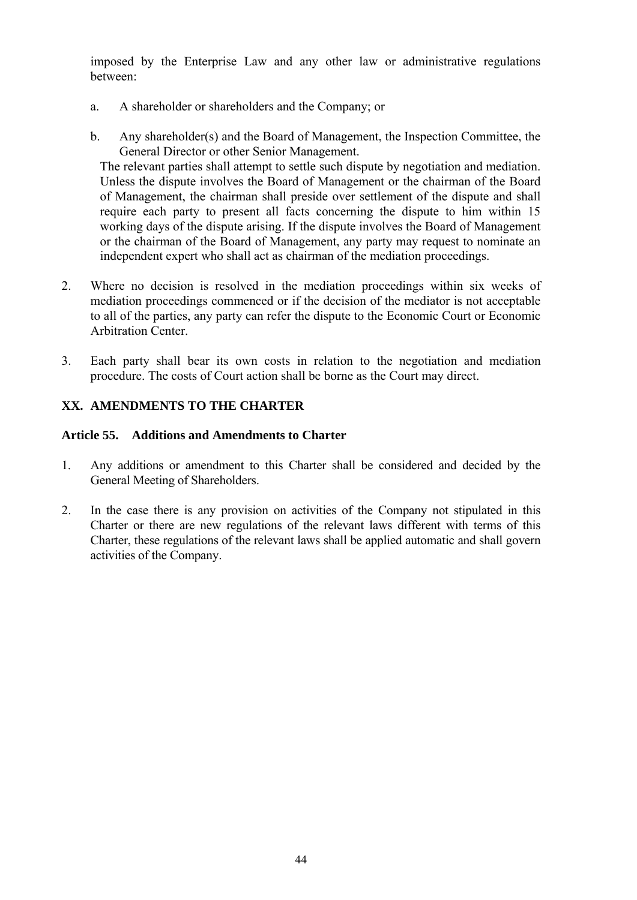imposed by the Enterprise Law and any other law or administrative regulations between:

a. A shareholder or shareholders and the Company; or

b. Any shareholder(s) and the Board of Management, the Inspection Committee, the General Director or other Senior Management.

The relevant parties shall attempt to settle such dispute by negotiation and mediation. Unless the dispute involves the Board of Management or the chairman of the Board of Management, the chairman shall preside over settlement of the dispute and shall require each party to present all facts concerning the dispute to him within 15 working days of the dispute arising. If the dispute involves the Board of Management or the chairman of the Board of Management, any party may request to nominate an independent expert who shall act as chairman of the mediation proceedings.

2. Where no decision is resolved in the mediation proceedings within six weeks of mediation proceedings commenced or if the decision of the mediator is not acceptable to all of the parties, any party can refer the dispute to the Economic Court or Economic Arbitration Center.

3. Each party shall bear its own costs in relation to the negotiation and mediation procedure. The costs of Court action shall be borne as the Court may direct.

## XX. AMENDMENTS TO THE CHARTER

### Article 55. Additions and Amendments to Charter

1. Any additions or amendment to this Charter shall be considered and decided by the General Meeting of Shareholders.

2. In the case there is any provision on activities of the Company not stipulated in this Charter or there are new regulations of the relevant laws different with terms of this Charter, these regulations of the relevant laws shall be applied automatic and shall govern activities of the Company.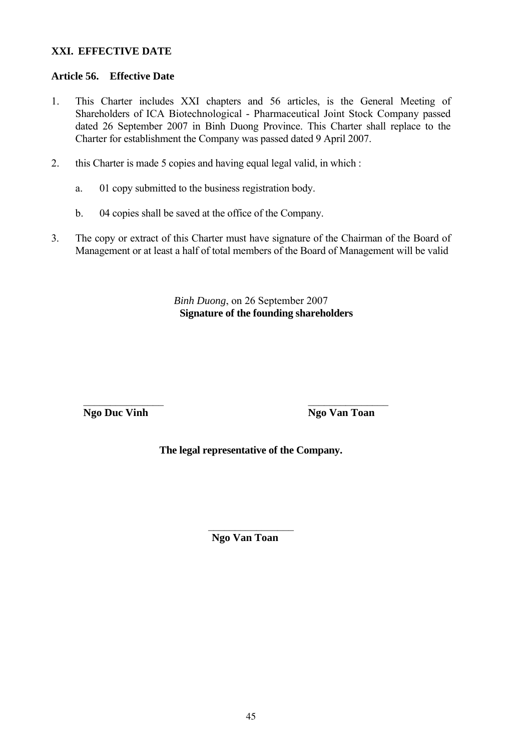## XXI. EFFECTIVE DATE

### Article 56. Effective Date

1. This Charter includes XXI chapters and 56 articles, is the General Meeting of Shareholders of ICA Biotechnological - Pharmaceutical Joint Stock Company passed dated 26 September 2007 in Binh Duong Province. This Charter shall replace to the Charter for establishment the Company was passed dated 9 April 2007.

2. this Charter is made 5 copies and having equal legal valid, in which :

   a. 01 copy submitted to the business registration body.

   b. 04 copies shall be saved at the office of the Company.

3. The copy or extract of this Charter must have signature of the Chairman of the Board of Management or at least a half of total members of the Board of Management will be valid

*Binh Duong*, on 26 September 2007

**Signature of the founding shareholders**

\_\_\_\_\_\_\_\_\_\_\_\_\_\_\_\_ \_\_\_\_\_\_\_\_\_\_\_\_\_\_\_\_

**Ngo Duc Vinh** **Ngo Van Toan**

**The legal representative of the Company.**

\_\_\_\_\_\_\_\_\_\_\_\_\_\_\_\_

**Ngo Van Toan**